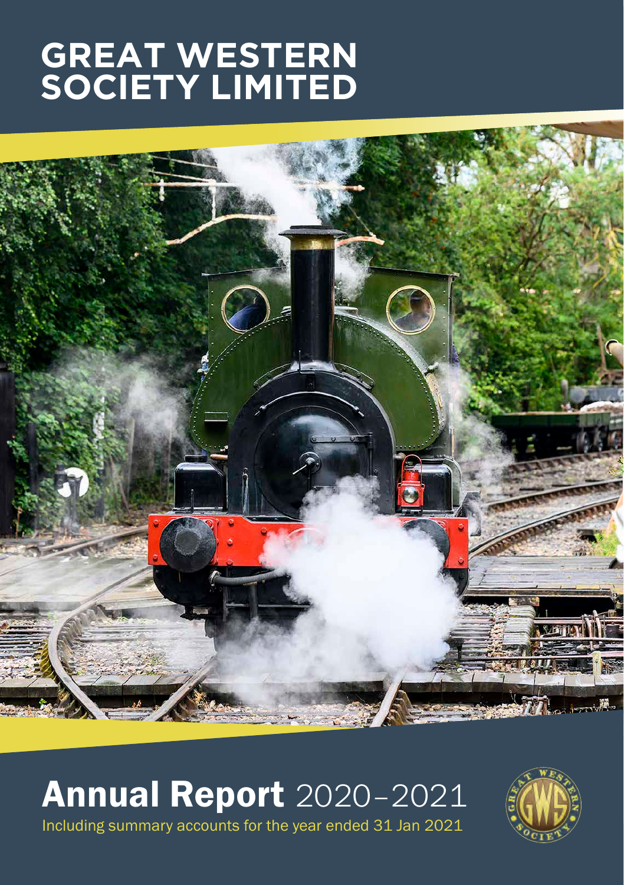# GREAT WESTERN SOCIETY LIMITED

# Annual Report 2020–2021

Including summary accounts for the year ended 31 Jan 2021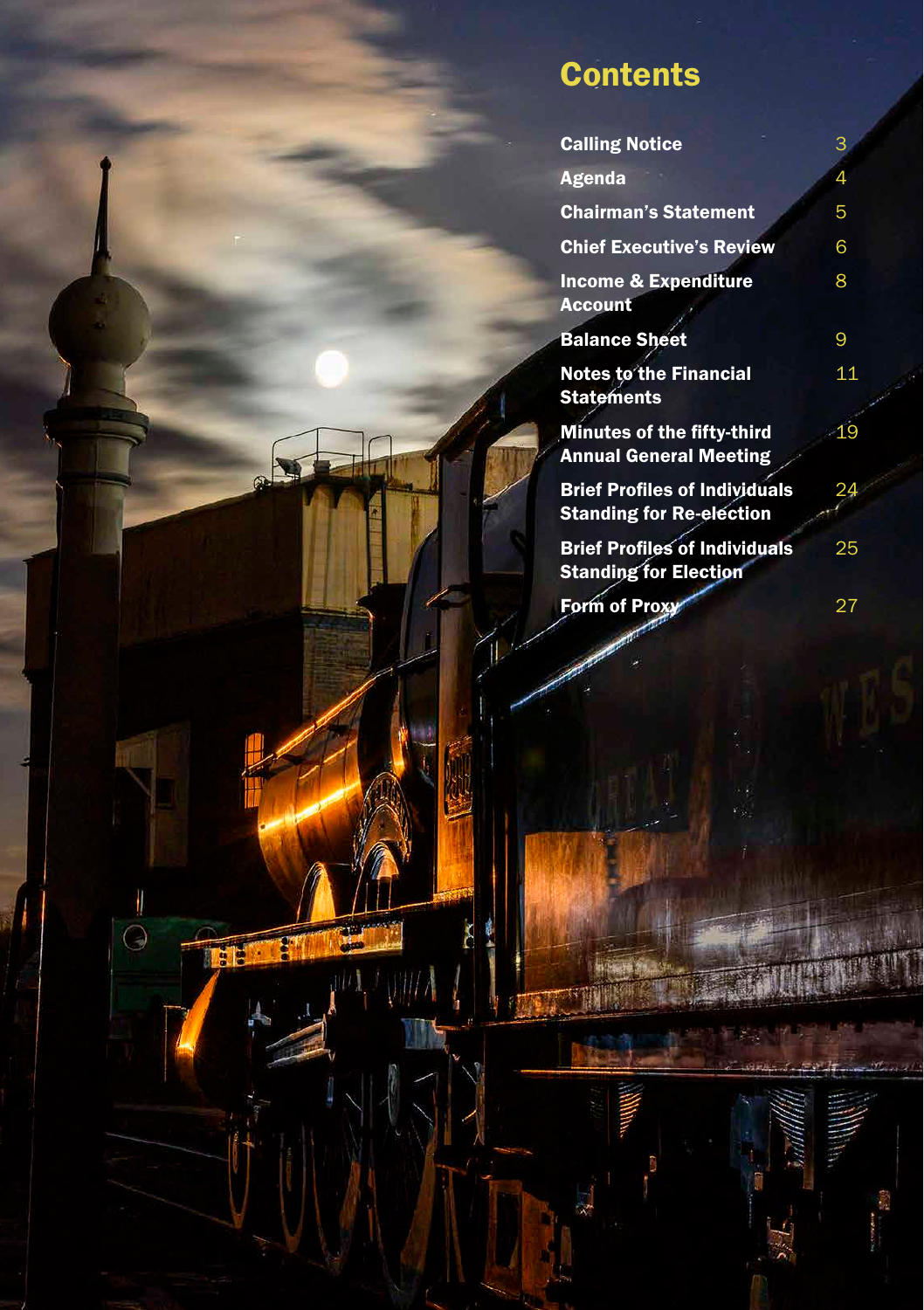# Contents

| | |
|---|---|
| **Calling Notice** | 3 |
| **Agenda** | 4 |
| **Chairman's Statement** | 5 |
| **Chief Executive's Review** | 6 |
| **Income & Expenditure Account** | 8 |
| **Balance Sheet** | 9 |
| **Notes to the Financial Statements** | 11 |
| **Minutes of the fifty-third Annual General Meeting** | 19 |
| **Brief Profiles of Individuals Standing for Re-election** | 24 |
| **Brief Profiles of Individuals Standing for Election** | 25 |
| **Form of Proxy** | 27 |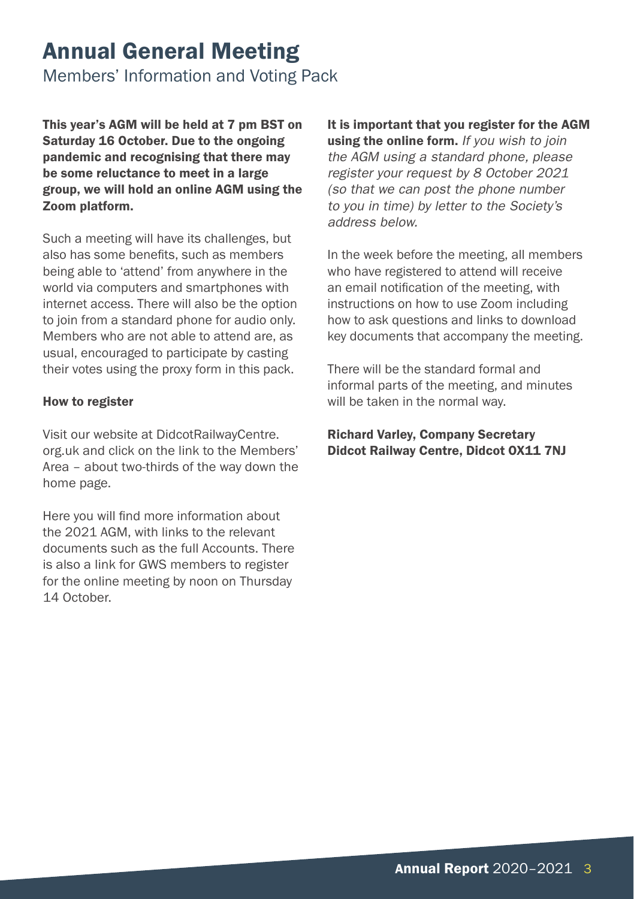# Annual General Meeting

## Members' Information and Voting Pack

**This year's AGM will be held at 7 pm BST on Saturday 16 October. Due to the ongoing pandemic and recognising that there may be some reluctance to meet in a large group, we will hold an online AGM using the Zoom platform.**

Such a meeting will have its challenges, but also has some benefits, such as members being able to 'attend' from anywhere in the world via computers and smartphones with internet access. There will also be the option to join from a standard phone for audio only. Members who are not able to attend are, as usual, encouraged to participate by casting their votes using the proxy form in this pack.

### How to register

Visit our website at DidcotRailwayCentre.org.uk and click on the link to the Members' Area – about two-thirds of the way down the home page.

Here you will find more information about the 2021 AGM, with links to the relevant documents such as the full Accounts. There is also a link for GWS members to register for the online meeting by noon on Thursday 14 October.

**It is important that you register for the AGM using the online form.** *If you wish to join the AGM using a standard phone, please register your request by 8 October 2021 (so that we can post the phone number to you in time) by letter to the Society's address below.*

In the week before the meeting, all members who have registered to attend will receive an email notification of the meeting, with instructions on how to use Zoom including how to ask questions and links to download key documents that accompany the meeting.

There will be the standard formal and informal parts of the meeting, and minutes will be taken in the normal way.

**Richard Varley, Company Secretary**
**Didcot Railway Centre, Didcot OX11 7NJ**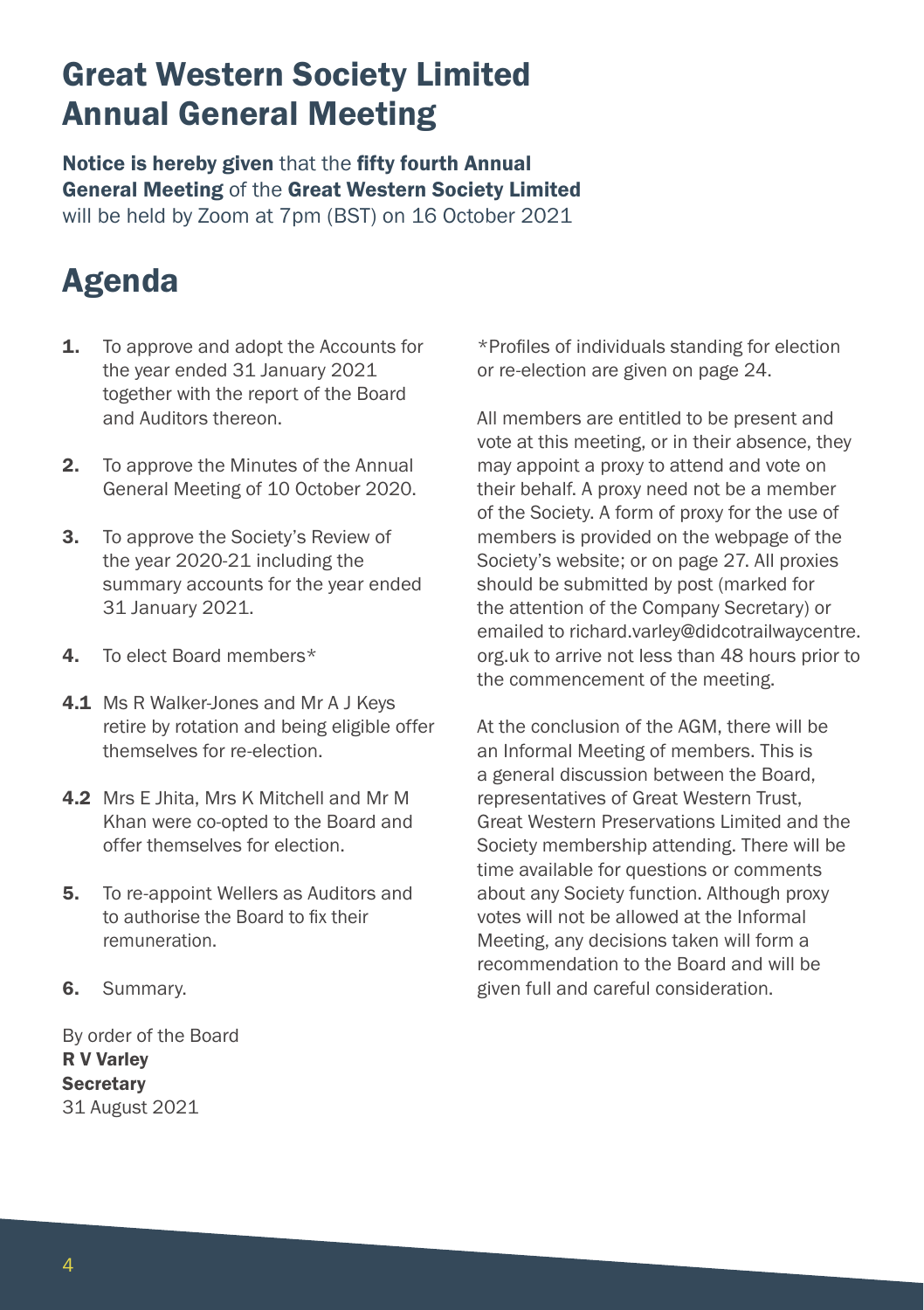# Great Western Society Limited Annual General Meeting

**Notice is hereby given** that the **fifty fourth Annual General Meeting** of the **Great Western Society Limited** will be held by Zoom at 7pm (BST) on 16 October 2021

# Agenda

**1.** To approve and adopt the Accounts for the year ended 31 January 2021 together with the report of the Board and Auditors thereon.

**2.** To approve the Minutes of the Annual General Meeting of 10 October 2020.

**3.** To approve the Society's Review of the year 2020-21 including the summary accounts for the year ended 31 January 2021.

**4.** To elect Board members*

**4.1** Ms R Walker-Jones and Mr A J Keys retire by rotation and being eligible offer themselves for re-election.

**4.2** Mrs E Jhita, Mrs K Mitchell and Mr M Khan were co-opted to the Board and offer themselves for election.

**5.** To re-appoint Wellers as Auditors and to authorise the Board to fix their remuneration.

**6.** Summary.

By order of the Board
**R V Varley**
**Secretary**
31 August 2021

*Profiles of individuals standing for election or re-election are given on page 24.

All members are entitled to be present and vote at this meeting, or in their absence, they may appoint a proxy to attend and vote on their behalf. A proxy need not be a member of the Society. A form of proxy for the use of members is provided on the webpage of the Society's website; or on page 27. All proxies should be submitted by post (marked for the attention of the Company Secretary) or emailed to richard.varley@didcotrailwaycentre.org.uk to arrive not less than 48 hours prior to the commencement of the meeting.

At the conclusion of the AGM, there will be an Informal Meeting of members. This is a general discussion between the Board, representatives of Great Western Trust, Great Western Preservations Limited and the Society membership attending. There will be time available for questions or comments about any Society function. Although proxy votes will not be allowed at the Informal Meeting, any decisions taken will form a recommendation to the Board and will be given full and careful consideration.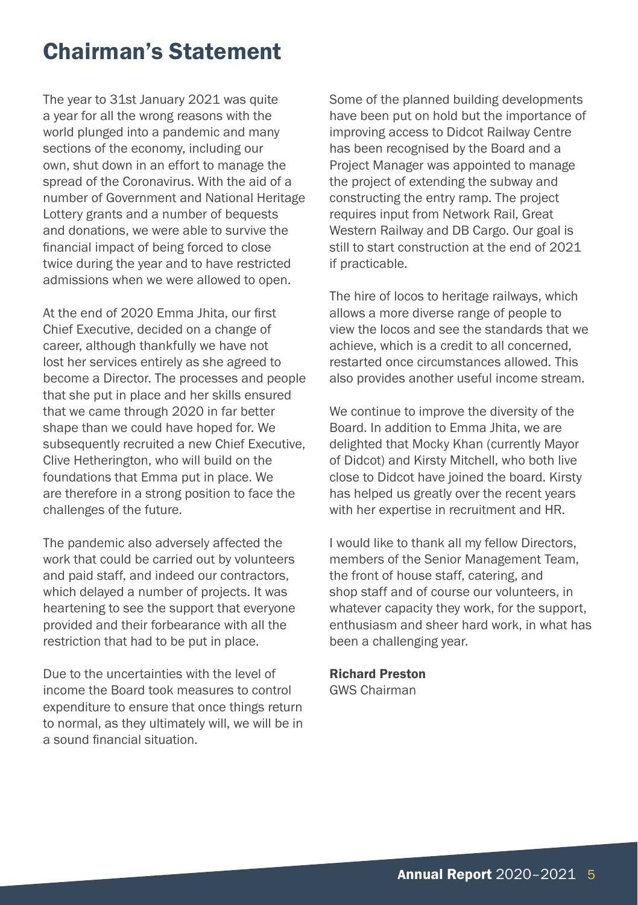# Chairman's Statement

The year to 31st January 2021 was quite a year for all the wrong reasons with the world plunged into a pandemic and many sections of the economy, including our own, shut down in an effort to manage the spread of the Coronavirus. With the aid of a number of Government and National Heritage Lottery grants and a number of bequests and donations, we were able to survive the financial impact of being forced to close twice during the year and to have restricted admissions when we were allowed to open.

At the end of 2020 Emma Jhita, our first Chief Executive, decided on a change of career, although thankfully we have not lost her services entirely as she agreed to become a Director. The processes and people that she put in place and her skills ensured that we came through 2020 in far better shape than we could have hoped for. We subsequently recruited a new Chief Executive, Clive Hetherington, who will build on the foundations that Emma put in place. We are therefore in a strong position to face the challenges of the future.

The pandemic also adversely affected the work that could be carried out by volunteers and paid staff, and indeed our contractors, which delayed a number of projects. It was heartening to see the support that everyone provided and their forbearance with all the restriction that had to be put in place.

Due to the uncertainties with the level of income the Board took measures to control expenditure to ensure that once things return to normal, as they ultimately will, we will be in a sound financial situation.

Some of the planned building developments have been put on hold but the importance of improving access to Didcot Railway Centre has been recognised by the Board and a Project Manager was appointed to manage the project of extending the subway and constructing the entry ramp. The project requires input from Network Rail, Great Western Railway and DB Cargo. Our goal is still to start construction at the end of 2021 if practicable.

The hire of locos to heritage railways, which allows a more diverse range of people to view the locos and see the standards that we achieve, which is a credit to all concerned, restarted once circumstances allowed. This also provides another useful income stream.

We continue to improve the diversity of the Board. In addition to Emma Jhita, we are delighted that Mocky Khan (currently Mayor of Didcot) and Kirsty Mitchell, who both live close to Didcot have joined the board. Kirsty has helped us greatly over the recent years with her expertise in recruitment and HR.

I would like to thank all my fellow Directors, members of the Senior Management Team, the front of house staff, catering, and shop staff and of course our volunteers, in whatever capacity they work, for the support, enthusiasm and sheer hard work, in what has been a challenging year.

**Richard Preston**
GWS Chairman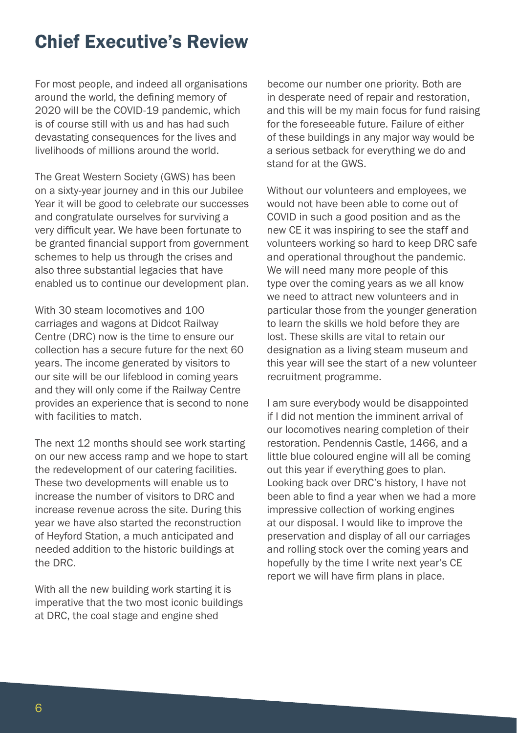# Chief Executive's Review

For most people, and indeed all organisations around the world, the defining memory of 2020 will be the COVID-19 pandemic, which is of course still with us and has had such devastating consequences for the lives and livelihoods of millions around the world.

The Great Western Society (GWS) has been on a sixty-year journey and in this our Jubilee Year it will be good to celebrate our successes and congratulate ourselves for surviving a very difficult year. We have been fortunate to be granted financial support from government schemes to help us through the crises and also three substantial legacies that have enabled us to continue our development plan.

With 30 steam locomotives and 100 carriages and wagons at Didcot Railway Centre (DRC) now is the time to ensure our collection has a secure future for the next 60 years. The income generated by visitors to our site will be our lifeblood in coming years and they will only come if the Railway Centre provides an experience that is second to none with facilities to match.

The next 12 months should see work starting on our new access ramp and we hope to start the redevelopment of our catering facilities. These two developments will enable us to increase the number of visitors to DRC and increase revenue across the site. During this year we have also started the reconstruction of Heyford Station, a much anticipated and needed addition to the historic buildings at the DRC.

With all the new building work starting it is imperative that the two most iconic buildings at DRC, the coal stage and engine shed become our number one priority. Both are in desperate need of repair and restoration, and this will be my main focus for fund raising for the foreseeable future. Failure of either of these buildings in any major way would be a serious setback for everything we do and stand for at the GWS.

Without our volunteers and employees, we would not have been able to come out of COVID in such a good position and as the new CE it was inspiring to see the staff and volunteers working so hard to keep DRC safe and operational throughout the pandemic. We will need many more people of this type over the coming years as we all know we need to attract new volunteers and in particular those from the younger generation to learn the skills we hold before they are lost. These skills are vital to retain our designation as a living steam museum and this year will see the start of a new volunteer recruitment programme.

I am sure everybody would be disappointed if I did not mention the imminent arrival of our locomotives nearing completion of their restoration. Pendennis Castle, 1466, and a little blue coloured engine will all be coming out this year if everything goes to plan. Looking back over DRC's history, I have not been able to find a year when we had a more impressive collection of working engines at our disposal. I would like to improve the preservation and display of all our carriages and rolling stock over the coming years and hopefully by the time I write next year's CE report we will have firm plans in place.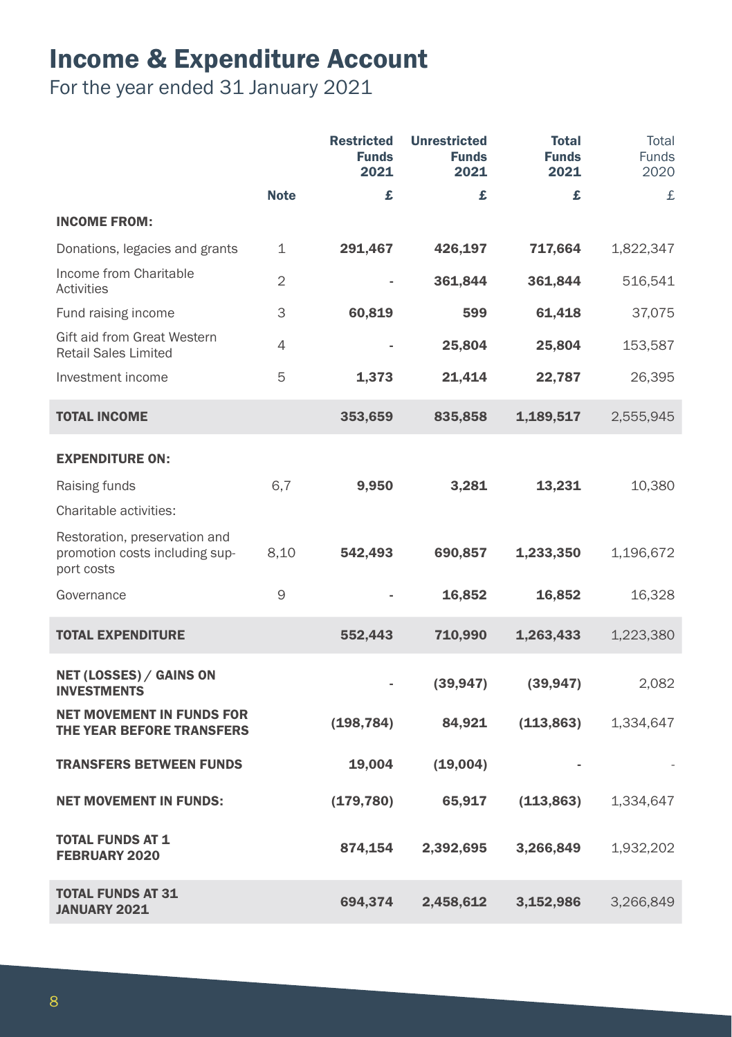# Income & Expenditure Account

For the year ended 31 January 2021

| | Note | Restricted Funds 2021 | Unrestricted Funds 2021 | Total Funds 2021 | Total Funds 2020 |
|---|---|---|---|---|---|
| | | £ | £ | £ | £ |
| **INCOME FROM:** | | | | | |
| Donations, legacies and grants | 1 | **291,467** | **426,197** | **717,664** | 1,822,347 |
| Income from Charitable Activities | 2 | **-** | **361,844** | **361,844** | 516,541 |
| Fund raising income | 3 | **60,819** | **599** | **61,418** | 37,075 |
| Gift aid from Great Western Retail Sales Limited | 4 | **-** | **25,804** | **25,804** | 153,587 |
| Investment income | 5 | **1,373** | **21,414** | **22,787** | 26,395 |
| **TOTAL INCOME** | | **353,659** | **835,858** | **1,189,517** | 2,555,945 |
| **EXPENDITURE ON:** | | | | | |
| Raising funds | 6,7 | **9,950** | **3,281** | **13,231** | 10,380 |
| Charitable activities: | | | | | |
| Restoration, preservation and promotion costs including support costs | 8,10 | **542,493** | **690,857** | **1,233,350** | 1,196,672 |
| Governance | 9 | **-** | **16,852** | **16,852** | 16,328 |
| **TOTAL EXPENDITURE** | | **552,443** | **710,990** | **1,263,433** | 1,223,380 |
| **NET (LOSSES) / GAINS ON INVESTMENTS** | | **-** | **(39,947)** | **(39,947)** | 2,082 |
| **NET MOVEMENT IN FUNDS FOR THE YEAR BEFORE TRANSFERS** | | **(198,784)** | **84,921** | **(113,863)** | 1,334,647 |
| **TRANSFERS BETWEEN FUNDS** | | **19,004** | **(19,004)** | **-** | - |
| **NET MOVEMENT IN FUNDS:** | | **(179,780)** | **65,917** | **(113,863)** | 1,334,647 |
| **TOTAL FUNDS AT 1 FEBRUARY 2020** | | **874,154** | **2,392,695** | **3,266,849** | 1,932,202 |
| **TOTAL FUNDS AT 31 JANUARY 2021** | | **694,374** | **2,458,612** | **3,152,986** | 3,266,849 |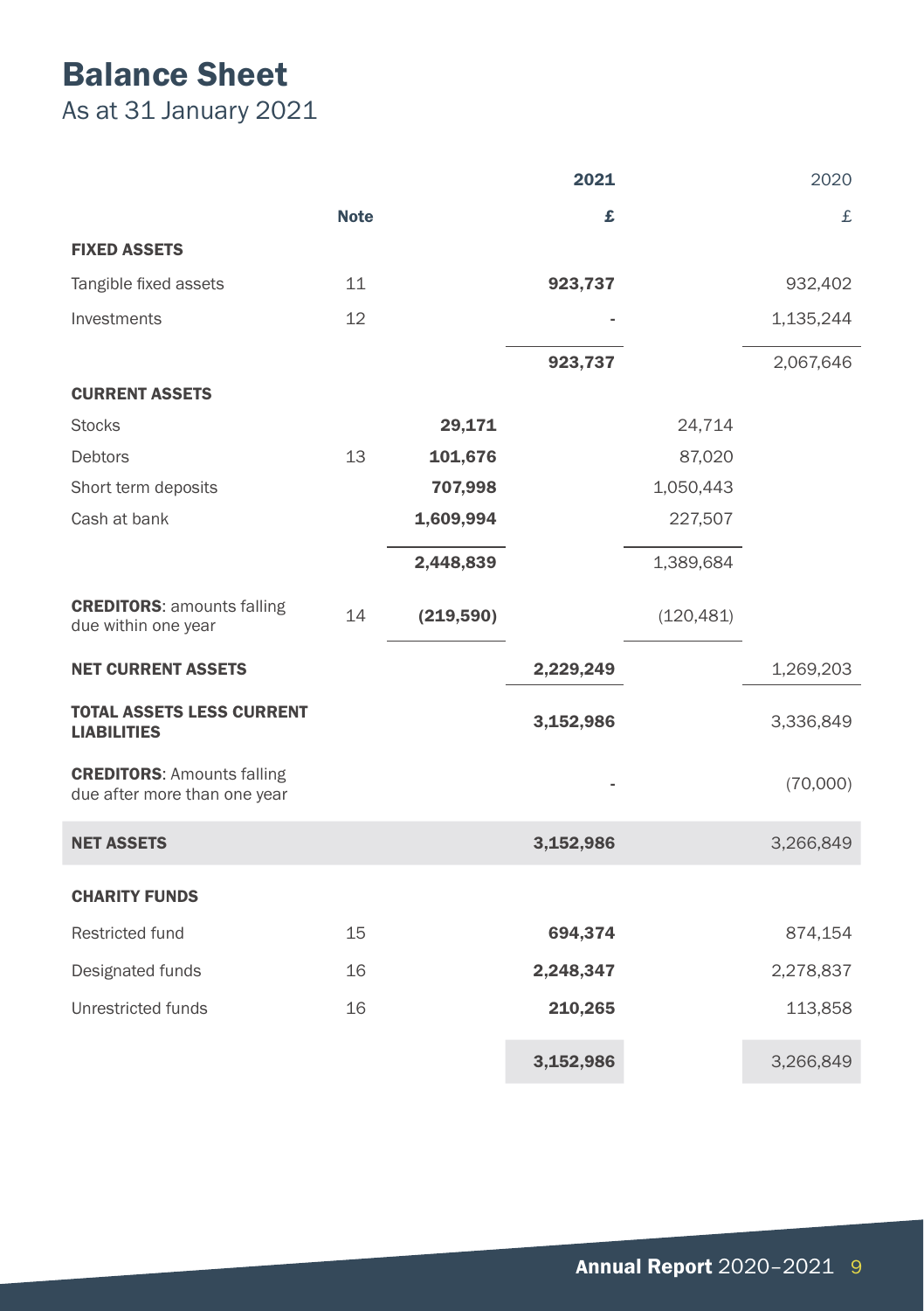# Balance Sheet

As at 31 January 2021

| | Note | | 2021 | | 2020 |
|---|---|---|---|---|---|
| | | | £ | | £ |
| **FIXED ASSETS** | | | | | |
| Tangible fixed assets | 11 | | **923,737** | | 932,402 |
| Investments | 12 | | - | | 1,135,244 |
| | | | **923,737** | | 2,067,646 |
| **CURRENT ASSETS** | | | | | |
| Stocks | | **29,171** | | 24,714 | |
| Debtors | 13 | **101,676** | | 87,020 | |
| Short term deposits | | **707,998** | | 1,050,443 | |
| Cash at bank | | **1,609,994** | | 227,507 | |
| | | **2,448,839** | | 1,389,684 | |
| **CREDITORS**: amounts falling due within one year | 14 | **(219,590)** | | (120,481) | |
| **NET CURRENT ASSETS** | | | **2,229,249** | | 1,269,203 |
| **TOTAL ASSETS LESS CURRENT LIABILITIES** | | | **3,152,986** | | 3,336,849 |
| **CREDITORS**: Amounts falling due after more than one year | | | - | | (70,000) |
| **NET ASSETS** | | | **3,152,986** | | 3,266,849 |
| **CHARITY FUNDS** | | | | | |
| Restricted fund | 15 | | **694,374** | | 874,154 |
| Designated funds | 16 | | **2,248,347** | | 2,278,837 |
| Unrestricted funds | 16 | | **210,265** | | 113,858 |
| | | | **3,152,986** | | 3,266,849 |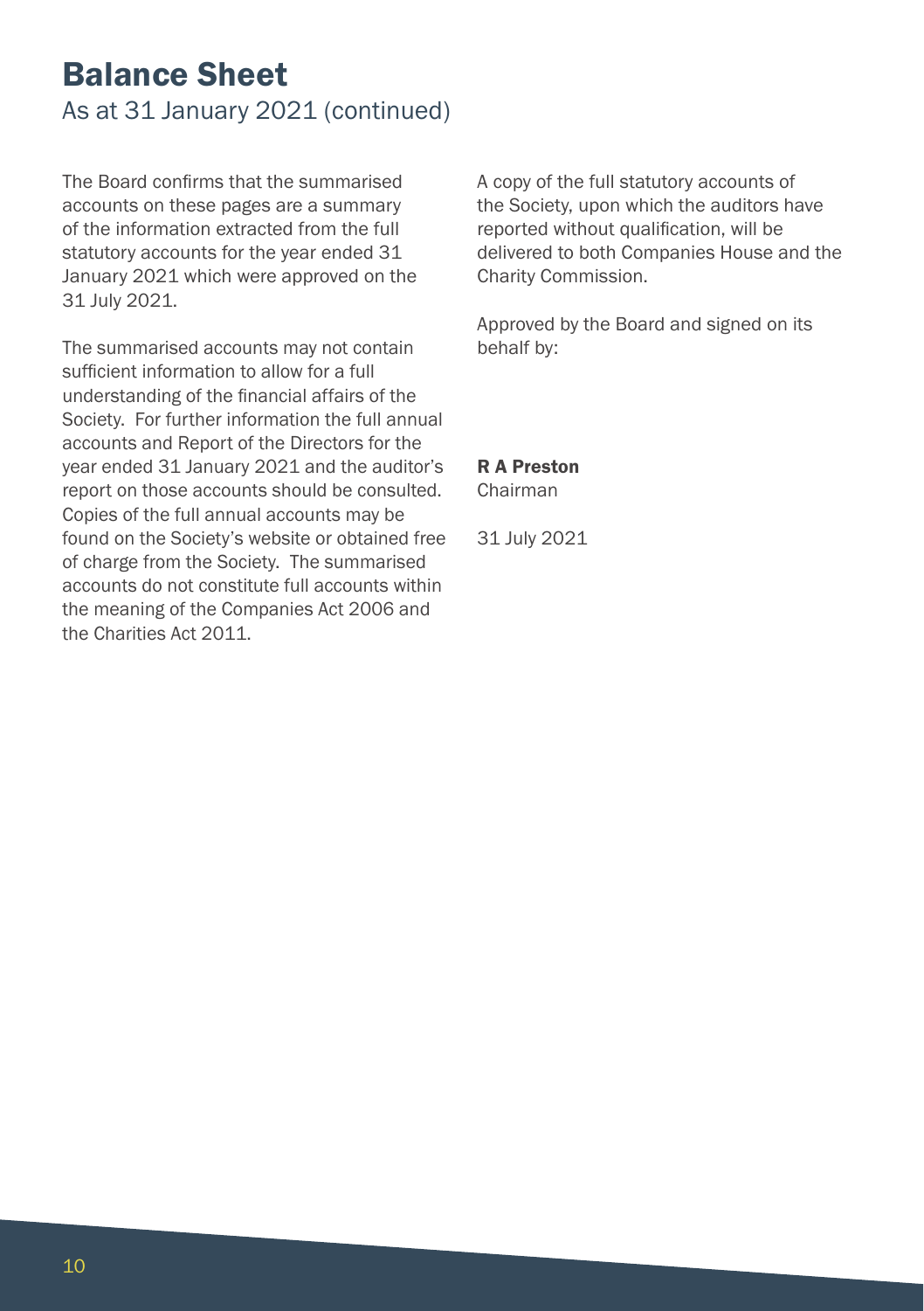# Balance Sheet

## As at 31 January 2021 (continued)

The Board confirms that the summarised accounts on these pages are a summary of the information extracted from the full statutory accounts for the year ended 31 January 2021 which were approved on the 31 July 2021.

The summarised accounts may not contain sufficient information to allow for a full understanding of the financial affairs of the Society. For further information the full annual accounts and Report of the Directors for the year ended 31 January 2021 and the auditor's report on those accounts should be consulted. Copies of the full annual accounts may be found on the Society's website or obtained free of charge from the Society. The summarised accounts do not constitute full accounts within the meaning of the Companies Act 2006 and the Charities Act 2011.

A copy of the full statutory accounts of the Society, upon which the auditors have reported without qualification, will be delivered to both Companies House and the Charity Commission.

Approved by the Board and signed on its behalf by:

**R A Preston**
Chairman

31 July 2021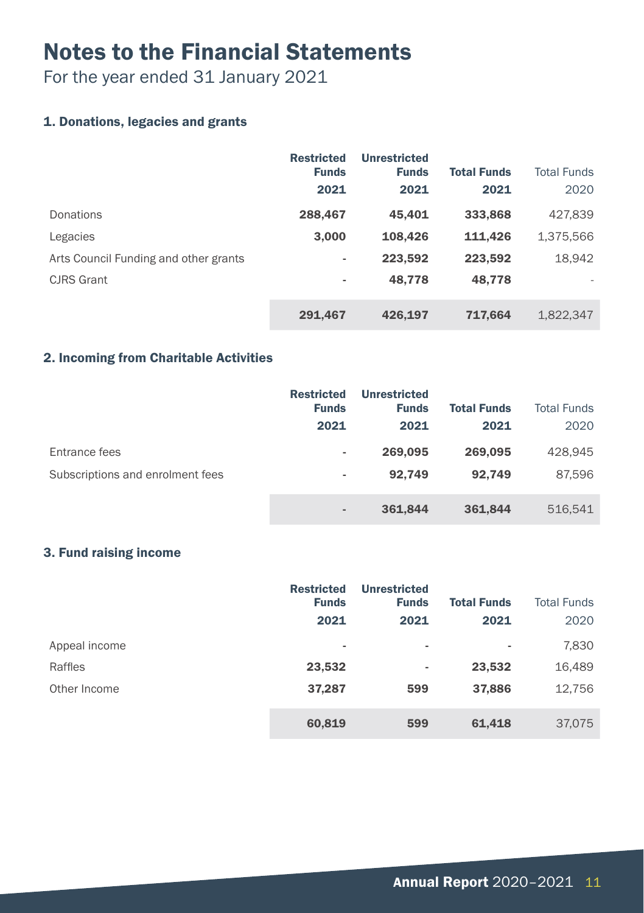# Notes to the Financial Statements

For the year ended 31 January 2021

### 1. Donations, legacies and grants

| | Restricted Funds 2021 | Unrestricted Funds 2021 | Total Funds 2021 | Total Funds 2020 |
|---|---|---|---|---|
| Donations | **288,467** | **45,401** | **333,868** | 427,839 |
| Legacies | **3,000** | **108,426** | **111,426** | 1,375,566 |
| Arts Council Funding and other grants | - | **223,592** | **223,592** | 18,942 |
| CJRS Grant | - | **48,778** | **48,778** | - |
| | **291,467** | **426,197** | **717,664** | 1,822,347 |

### 2. Incoming from Charitable Activities

| | Restricted Funds 2021 | Unrestricted Funds 2021 | Total Funds 2021 | Total Funds 2020 |
|---|---|---|---|---|
| Entrance fees | - | **269,095** | **269,095** | 428,945 |
| Subscriptions and enrolment fees | - | **92,749** | **92,749** | 87,596 |
| | - | **361,844** | **361,844** | 516,541 |

### 3. Fund raising income

| | Restricted Funds 2021 | Unrestricted Funds 2021 | Total Funds 2021 | Total Funds 2020 |
|---|---|---|---|---|
| Appeal income | - | - | - | 7,830 |
| Raffles | **23,532** | - | **23,532** | 16,489 |
| Other Income | **37,287** | **599** | **37,886** | 12,756 |
| | **60,819** | **599** | **61,418** | 37,075 |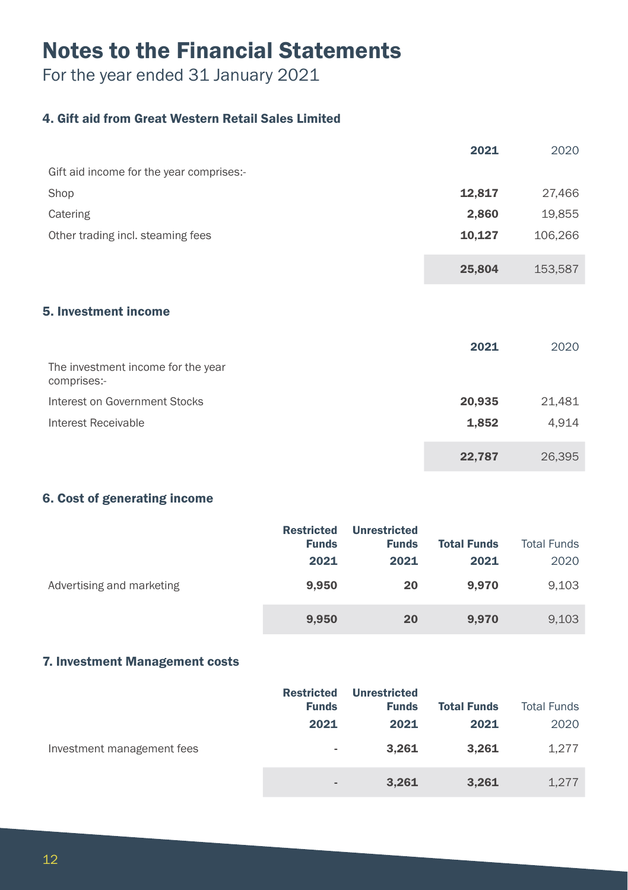# Notes to the Financial Statements

For the year ended 31 January 2021

### 4. Gift aid from Great Western Retail Sales Limited

| | **2021** | 2020 |
|---|---|---|
| Gift aid income for the year comprises:- | | |
| Shop | **12,817** | 27,466 |
| Catering | **2,860** | 19,855 |
| Other trading incl. steaming fees | **10,127** | 106,266 |
| | **25,804** | 153,587 |

### 5. Investment income

| | **2021** | 2020 |
|---|---|---|
| The investment income for the year comprises:- | | |
| Interest on Government Stocks | **20,935** | 21,481 |
| Interest Receivable | **1,852** | 4,914 |
| | **22,787** | 26,395 |

### 6. Cost of generating income

| | **Restricted Funds 2021** | **Unrestricted Funds 2021** | **Total Funds 2021** | Total Funds 2020 |
|---|---|---|---|---|
| Advertising and marketing | **9,950** | **20** | **9,970** | 9,103 |
| | **9,950** | **20** | **9,970** | 9,103 |

### 7. Investment Management costs

| | **Restricted Funds 2021** | **Unrestricted Funds 2021** | **Total Funds 2021** | Total Funds 2020 |
|---|---|---|---|---|
| Investment management fees | - | **3,261** | **3,261** | 1,277 |
| | - | **3,261** | **3,261** | 1,277 |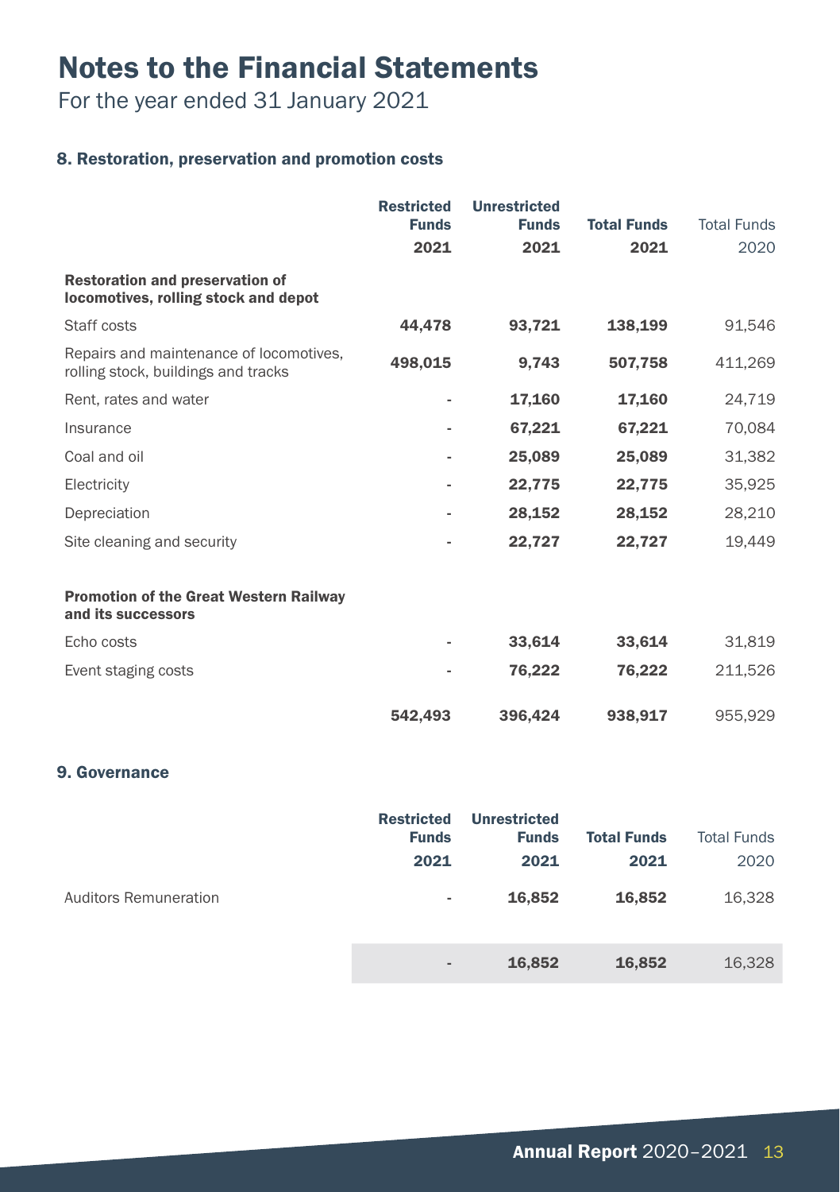# Notes to the Financial Statements

For the year ended 31 January 2021

### 8. Restoration, preservation and promotion costs

| | Restricted Funds 2021 | Unrestricted Funds 2021 | Total Funds 2021 | Total Funds 2020 |
|---|---|---|---|---|
| **Restoration and preservation of locomotives, rolling stock and depot** | | | | |
| Staff costs | **44,478** | **93,721** | **138,199** | 91,546 |
| Repairs and maintenance of locomotives, rolling stock, buildings and tracks | **498,015** | **9,743** | **507,758** | 411,269 |
| Rent, rates and water | - | **17,160** | **17,160** | 24,719 |
| Insurance | - | **67,221** | **67,221** | 70,084 |
| Coal and oil | - | **25,089** | **25,089** | 31,382 |
| Electricity | - | **22,775** | **22,775** | 35,925 |
| Depreciation | - | **28,152** | **28,152** | 28,210 |
| Site cleaning and security | - | **22,727** | **22,727** | 19,449 |
| **Promotion of the Great Western Railway and its successors** | | | | |
| Echo costs | - | **33,614** | **33,614** | 31,819 |
| Event staging costs | - | **76,222** | **76,222** | 211,526 |
| | **542,493** | **396,424** | **938,917** | 955,929 |

### 9. Governance

| | Restricted Funds 2021 | Unrestricted Funds 2021 | Total Funds 2021 | Total Funds 2020 |
|---|---|---|---|---|
| Auditors Remuneration | - | **16,852** | **16,852** | 16,328 |
| | - | **16,852** | **16,852** | 16,328 |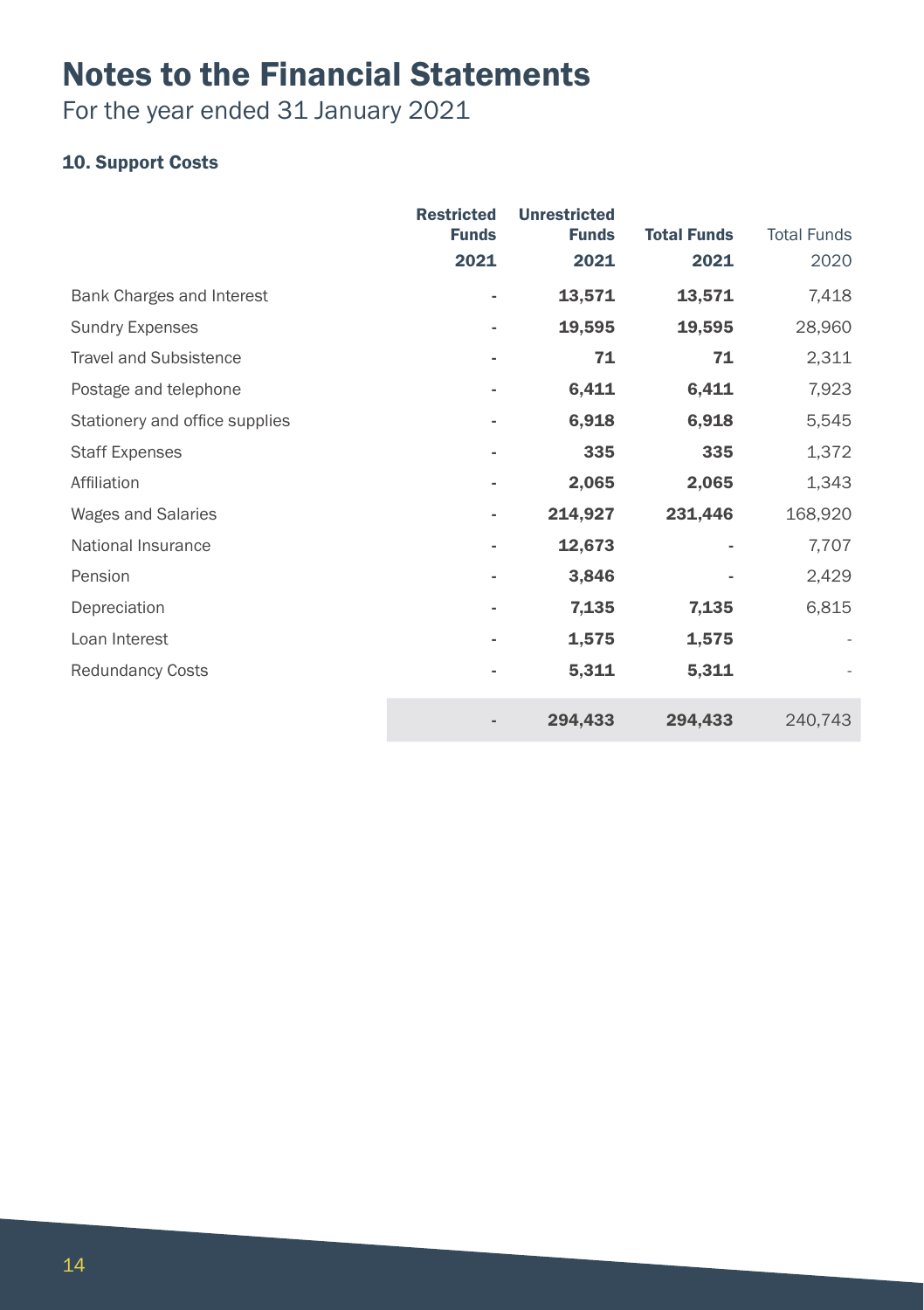# Notes to the Financial Statements

For the year ended 31 January 2021

### 10. Support Costs

| | Restricted Funds 2021 | Unrestricted Funds 2021 | Total Funds 2021 | Total Funds 2020 |
|---|---|---|---|---|
| Bank Charges and Interest | - | **13,571** | **13,571** | 7,418 |
| Sundry Expenses | - | **19,595** | **19,595** | 28,960 |
| Travel and Subsistence | - | **71** | **71** | 2,311 |
| Postage and telephone | - | **6,411** | **6,411** | 7,923 |
| Stationery and office supplies | - | **6,918** | **6,918** | 5,545 |
| Staff Expenses | - | **335** | **335** | 1,372 |
| Affiliation | - | **2,065** | **2,065** | 1,343 |
| Wages and Salaries | - | **214,927** | **231,446** | 168,920 |
| National Insurance | - | **12,673** | - | 7,707 |
| Pension | - | **3,846** | - | 2,429 |
| Depreciation | - | **7,135** | **7,135** | 6,815 |
| Loan Interest | - | **1,575** | **1,575** | - |
| Redundancy Costs | - | **5,311** | **5,311** | - |
| | - | **294,433** | **294,433** | 240,743 |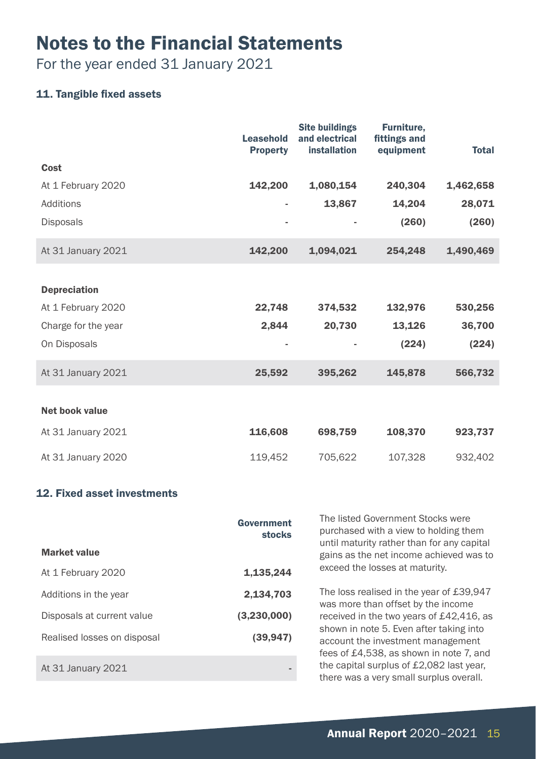# Notes to the Financial Statements

For the year ended 31 January 2021

### 11. Tangible fixed assets

| | Leasehold Property | Site buildings and electrical installation | Furniture, fittings and equipment | Total |
|---|---|---|---|---|
| **Cost** | | | | |
| At 1 February 2020 | **142,200** | **1,080,154** | **240,304** | **1,462,658** |
| Additions | - | **13,867** | **14,204** | **28,071** |
| Disposals | - | - | **(260)** | **(260)** |
| At 31 January 2021 | **142,200** | **1,094,021** | **254,248** | **1,490,469** |
| **Depreciation** | | | | |
| At 1 February 2020 | **22,748** | **374,532** | **132,976** | **530,256** |
| Charge for the year | **2,844** | **20,730** | **13,126** | **36,700** |
| On Disposals | - | - | **(224)** | **(224)** |
| At 31 January 2021 | **25,592** | **395,262** | **145,878** | **566,732** |
| **Net book value** | | | | |
| At 31 January 2021 | **116,608** | **698,759** | **108,370** | **923,737** |
| At 31 January 2020 | 119,452 | 705,622 | 107,328 | 932,402 |

### 12. Fixed asset investments

| | Government stocks |
|---|---|
| **Market value** | |
| At 1 February 2020 | **1,135,244** |
| Additions in the year | **2,134,703** |
| Disposals at current value | **(3,230,000)** |
| Realised losses on disposal | **(39,947)** |
| At 31 January 2021 | - |

The listed Government Stocks were purchased with a view to holding them until maturity rather than for any capital gains as the net income achieved was to exceed the losses at maturity.

The loss realised in the year of £39,947 was more than offset by the income received in the two years of £42,416, as shown in note 5. Even after taking into account the investment management fees of £4,538, as shown in note 7, and the capital surplus of £2,082 last year, there was a very small surplus overall.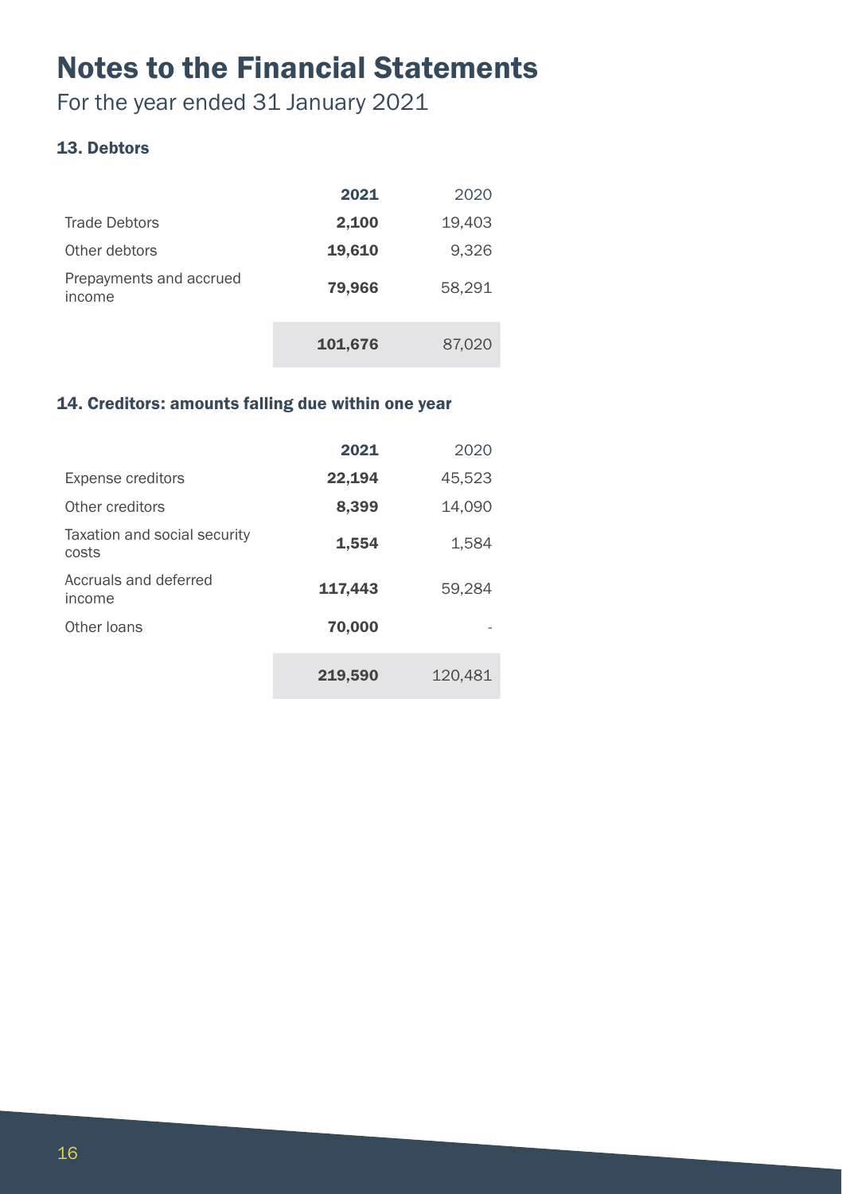# Notes to the Financial Statements

For the year ended 31 January 2021

### 13. Debtors

| | **2021** | 2020 |
|---|---|---|
| Trade Debtors | **2,100** | 19,403 |
| Other debtors | **19,610** | 9,326 |
| Prepayments and accrued income | **79,966** | 58,291 |
| | **101,676** | 87,020 |

### 14. Creditors: amounts falling due within one year

| | **2021** | 2020 |
|---|---|---|
| Expense creditors | **22,194** | 45,523 |
| Other creditors | **8,399** | 14,090 |
| Taxation and social security costs | **1,554** | 1,584 |
| Accruals and deferred income | **117,443** | 59,284 |
| Other loans | **70,000** | - |
| | **219,590** | 120,481 |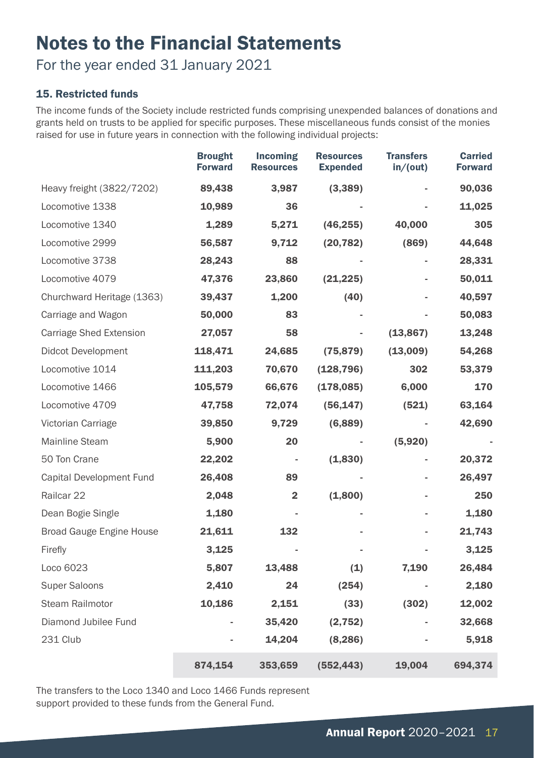# Notes to the Financial Statements

For the year ended 31 January 2021

### 15. Restricted funds

The income funds of the Society include restricted funds comprising unexpended balances of donations and grants held on trusts to be applied for specific purposes. These miscellaneous funds consist of the monies raised for use in future years in connection with the following individual projects:

| | Brought Forward | Incoming Resources | Resources Expended | Transfers in/(out) | Carried Forward |
|---|---|---|---|---|---|
| Heavy freight (3822/7202) | 89,438 | 3,987 | (3,389) | - | 90,036 |
| Locomotive 1338 | 10,989 | 36 | - | - | 11,025 |
| Locomotive 1340 | 1,289 | 5,271 | (46,255) | 40,000 | 305 |
| Locomotive 2999 | 56,587 | 9,712 | (20,782) | (869) | 44,648 |
| Locomotive 3738 | 28,243 | 88 | - | - | 28,331 |
| Locomotive 4079 | 47,376 | 23,860 | (21,225) | - | 50,011 |
| Churchward Heritage (1363) | 39,437 | 1,200 | (40) | - | 40,597 |
| Carriage and Wagon | 50,000 | 83 | - | - | 50,083 |
| Carriage Shed Extension | 27,057 | 58 | - | (13,867) | 13,248 |
| Didcot Development | 118,471 | 24,685 | (75,879) | (13,009) | 54,268 |
| Locomotive 1014 | 111,203 | 70,670 | (128,796) | 302 | 53,379 |
| Locomotive 1466 | 105,579 | 66,676 | (178,085) | 6,000 | 170 |
| Locomotive 4709 | 47,758 | 72,074 | (56,147) | (521) | 63,164 |
| Victorian Carriage | 39,850 | 9,729 | (6,889) | - | 42,690 |
| Mainline Steam | 5,900 | 20 | - | (5,920) | - |
| 50 Ton Crane | 22,202 | - | (1,830) | - | 20,372 |
| Capital Development Fund | 26,408 | 89 | - | - | 26,497 |
| Railcar 22 | 2,048 | 2 | (1,800) | - | 250 |
| Dean Bogie Single | 1,180 | - | - | - | 1,180 |
| Broad Gauge Engine House | 21,611 | 132 | - | - | 21,743 |
| Firefly | 3,125 | - | - | - | 3,125 |
| Loco 6023 | 5,807 | 13,488 | (1) | 7,190 | 26,484 |
| Super Saloons | 2,410 | 24 | (254) | - | 2,180 |
| Steam Railmotor | 10,186 | 2,151 | (33) | (302) | 12,002 |
| Diamond Jubilee Fund | - | 35,420 | (2,752) | - | 32,668 |
| 231 Club | - | 14,204 | (8,286) | - | 5,918 |
| | 874,154 | 353,659 | (552,443) | 19,004 | 694,374 |

The transfers to the Loco 1340 and Loco 1466 Funds represent support provided to these funds from the General Fund.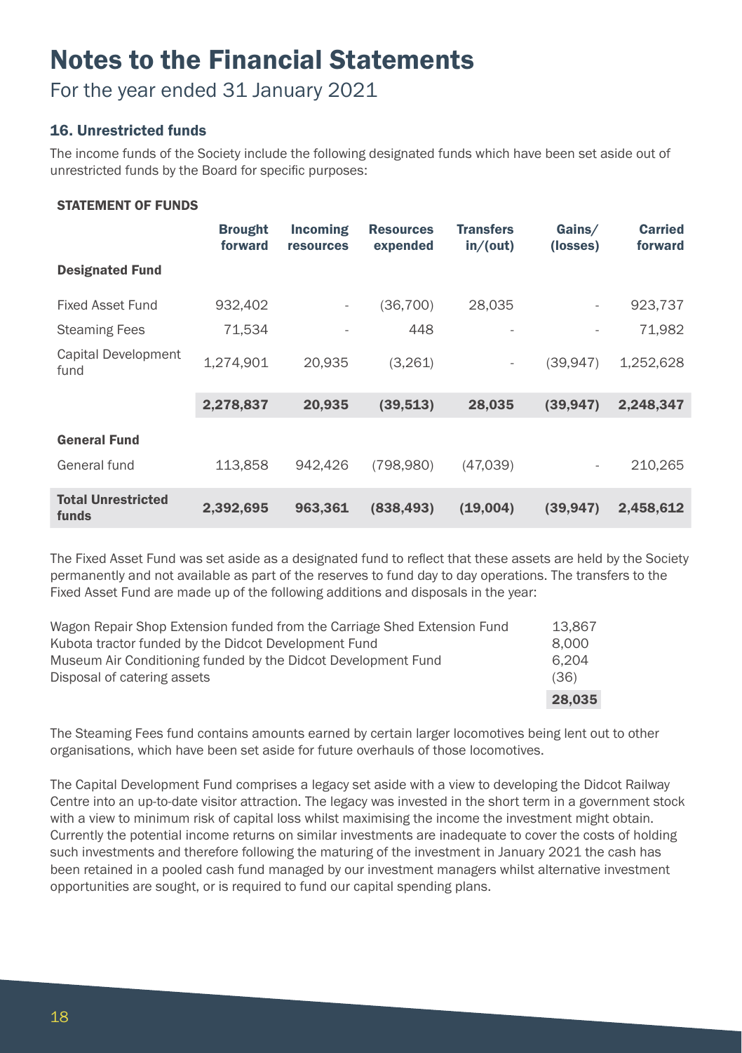# Notes to the Financial Statements

For the year ended 31 January 2021

## 16. Unrestricted funds

The income funds of the Society include the following designated funds which have been set aside out of unrestricted funds by the Board for specific purposes:

**STATEMENT OF FUNDS**

| | Brought forward | Incoming resources | Resources expended | Transfers in/(out) | Gains/ (losses) | Carried forward |
|---|---|---|---|---|---|---|
| **Designated Fund** | | | | | | |
| Fixed Asset Fund | 932,402 | - | (36,700) | 28,035 | - | 923,737 |
| Steaming Fees | 71,534 | - | 448 | - | - | 71,982 |
| Capital Development fund | 1,274,901 | 20,935 | (3,261) | - | (39,947) | 1,252,628 |
| | **2,278,837** | **20,935** | **(39,513)** | **28,035** | **(39,947)** | **2,248,347** |
| **General Fund** | | | | | | |
| General fund | 113,858 | 942,426 | (798,980) | (47,039) | - | 210,265 |
| **Total Unrestricted funds** | **2,392,695** | **963,361** | **(838,493)** | **(19,004)** | **(39,947)** | **2,458,612** |

The Fixed Asset Fund was set aside as a designated fund to reflect that these assets are held by the Society permanently and not available as part of the reserves to fund day to day operations. The transfers to the Fixed Asset Fund are made up of the following additions and disposals in the year:

| | |
|---|---|
| Wagon Repair Shop Extension funded from the Carriage Shed Extension Fund | 13,867 |
| Kubota tractor funded by the Didcot Development Fund | 8,000 |
| Museum Air Conditioning funded by the Didcot Development Fund | 6,204 |
| Disposal of catering assets | (36) |
| | **28,035** |

The Steaming Fees fund contains amounts earned by certain larger locomotives being lent out to other organisations, which have been set aside for future overhauls of those locomotives.

The Capital Development Fund comprises a legacy set aside with a view to developing the Didcot Railway Centre into an up-to-date visitor attraction. The legacy was invested in the short term in a government stock with a view to minimum risk of capital loss whilst maximising the income the investment might obtain. Currently the potential income returns on similar investments are inadequate to cover the costs of holding such investments and therefore following the maturing of the investment in January 2021 the cash has been retained in a pooled cash fund managed by our investment managers whilst alternative investment opportunities are sought, or is required to fund our capital spending plans.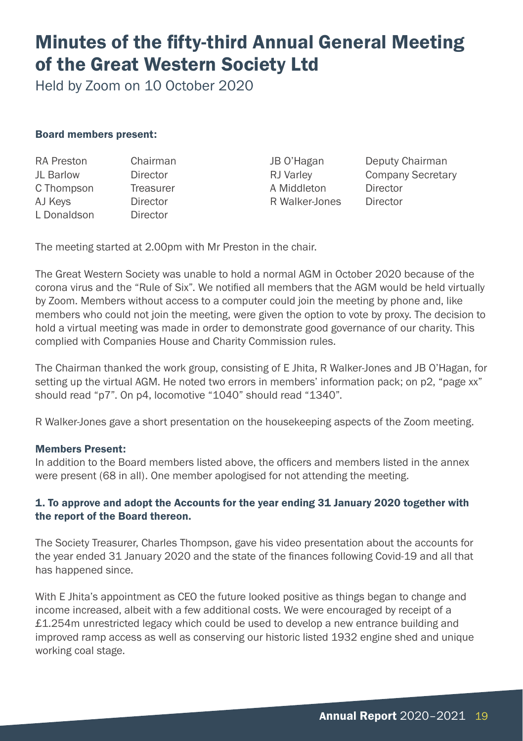# Minutes of the fifty-third Annual General Meeting of the Great Western Society Ltd

Held by Zoom on 10 October 2020

### Board members present:

| | | | |
|---|---|---|---|
| RA Preston | Chairman | JB O'Hagan | Deputy Chairman |
| JL Barlow | Director | RJ Varley | Company Secretary |
| C Thompson | Treasurer | A Middleton | Director |
| AJ Keys | Director | R Walker-Jones | Director |
| L Donaldson | Director | | |

The meeting started at 2.00pm with Mr Preston in the chair.

The Great Western Society was unable to hold a normal AGM in October 2020 because of the corona virus and the "Rule of Six". We notified all members that the AGM would be held virtually by Zoom. Members without access to a computer could join the meeting by phone and, like members who could not join the meeting, were given the option to vote by proxy. The decision to hold a virtual meeting was made in order to demonstrate good governance of our charity. This complied with Companies House and Charity Commission rules.

The Chairman thanked the work group, consisting of E Jhita, R Walker-Jones and JB O'Hagan, for setting up the virtual AGM. He noted two errors in members' information pack; on p2, "page xx" should read "p7". On p4, locomotive "1040" should read "1340".

R Walker-Jones gave a short presentation on the housekeeping aspects of the Zoom meeting.

### Members Present:

In addition to the Board members listed above, the officers and members listed in the annex were present (68 in all). One member apologised for not attending the meeting.

### 1. To approve and adopt the Accounts for the year ending 31 January 2020 together with the report of the Board thereon.

The Society Treasurer, Charles Thompson, gave his video presentation about the accounts for the year ended 31 January 2020 and the state of the finances following Covid-19 and all that has happened since.

With E Jhita's appointment as CEO the future looked positive as things began to change and income increased, albeit with a few additional costs. We were encouraged by receipt of a £1.254m unrestricted legacy which could be used to develop a new entrance building and improved ramp access as well as conserving our historic listed 1932 engine shed and unique working coal stage.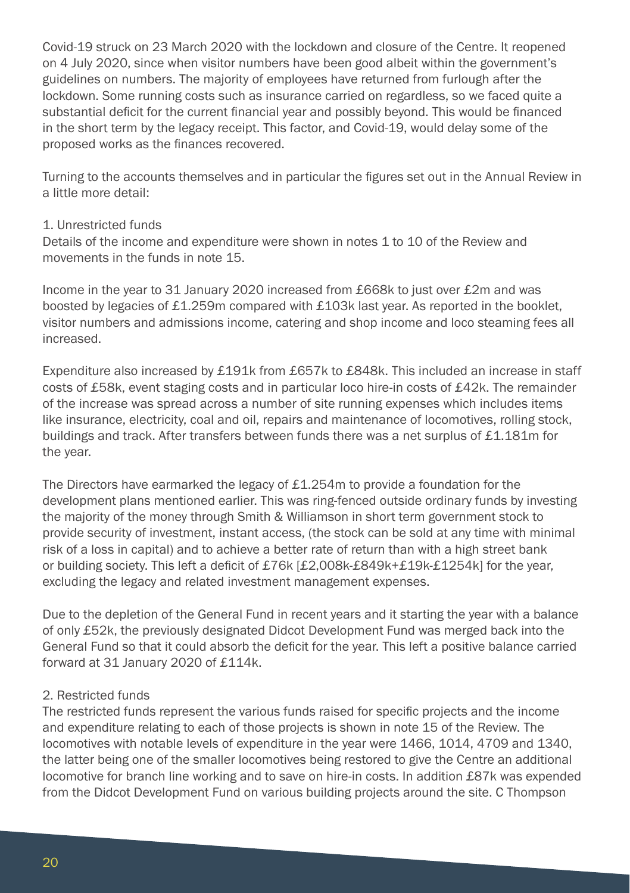Covid-19 struck on 23 March 2020 with the lockdown and closure of the Centre. It reopened on 4 July 2020, since when visitor numbers have been good albeit within the government's guidelines on numbers. The majority of employees have returned from furlough after the lockdown. Some running costs such as insurance carried on regardless, so we faced quite a substantial deficit for the current financial year and possibly beyond. This would be financed in the short term by the legacy receipt. This factor, and Covid-19, would delay some of the proposed works as the finances recovered.

Turning to the accounts themselves and in particular the figures set out in the Annual Review in a little more detail:

1. Unrestricted funds

Details of the income and expenditure were shown in notes 1 to 10 of the Review and movements in the funds in note 15.

Income in the year to 31 January 2020 increased from £668k to just over £2m and was boosted by legacies of £1.259m compared with £103k last year. As reported in the booklet, visitor numbers and admissions income, catering and shop income and loco steaming fees all increased.

Expenditure also increased by £191k from £657k to £848k. This included an increase in staff costs of £58k, event staging costs and in particular loco hire-in costs of £42k. The remainder of the increase was spread across a number of site running expenses which includes items like insurance, electricity, coal and oil, repairs and maintenance of locomotives, rolling stock, buildings and track. After transfers between funds there was a net surplus of £1.181m for the year.

The Directors have earmarked the legacy of £1.254m to provide a foundation for the development plans mentioned earlier. This was ring-fenced outside ordinary funds by investing the majority of the money through Smith & Williamson in short term government stock to provide security of investment, instant access, (the stock can be sold at any time with minimal risk of a loss in capital) and to achieve a better rate of return than with a high street bank or building society. This left a deficit of £76k [£2,008k-£849k+£19k-£1254k] for the year, excluding the legacy and related investment management expenses.

Due to the depletion of the General Fund in recent years and it starting the year with a balance of only £52k, the previously designated Didcot Development Fund was merged back into the General Fund so that it could absorb the deficit for the year. This left a positive balance carried forward at 31 January 2020 of £114k.

2. Restricted funds

The restricted funds represent the various funds raised for specific projects and the income and expenditure relating to each of those projects is shown in note 15 of the Review. The locomotives with notable levels of expenditure in the year were 1466, 1014, 4709 and 1340, the latter being one of the smaller locomotives being restored to give the Centre an additional locomotive for branch line working and to save on hire-in costs. In addition £87k was expended from the Didcot Development Fund on various building projects around the site. C Thompson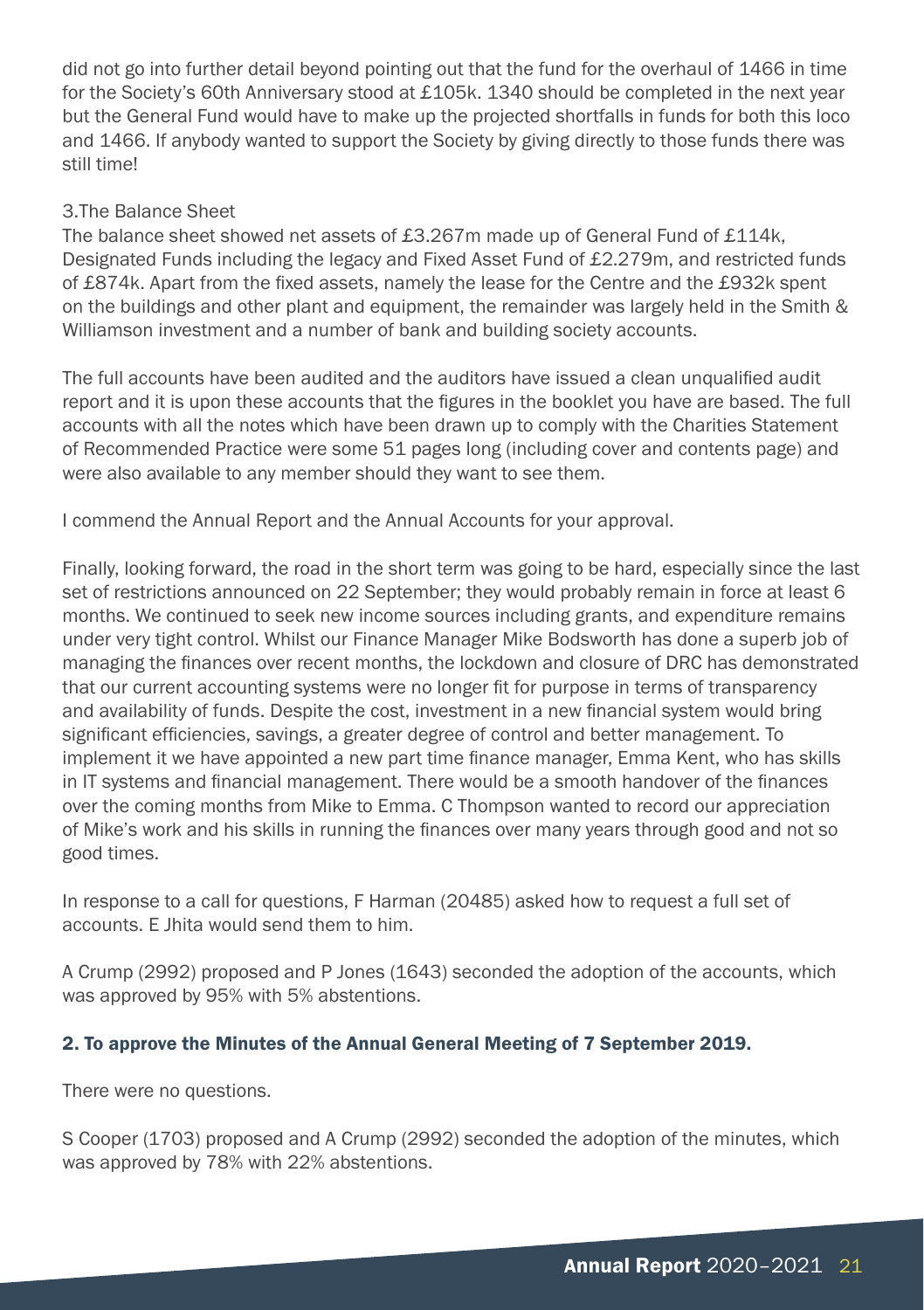did not go into further detail beyond pointing out that the fund for the overhaul of 1466 in time for the Society's 60th Anniversary stood at £105k. 1340 should be completed in the next year but the General Fund would have to make up the projected shortfalls in funds for both this loco and 1466. If anybody wanted to support the Society by giving directly to those funds there was still time!

3.The Balance Sheet

The balance sheet showed net assets of £3.267m made up of General Fund of £114k, Designated Funds including the legacy and Fixed Asset Fund of £2.279m, and restricted funds of £874k. Apart from the fixed assets, namely the lease for the Centre and the £932k spent on the buildings and other plant and equipment, the remainder was largely held in the Smith & Williamson investment and a number of bank and building society accounts.

The full accounts have been audited and the auditors have issued a clean unqualified audit report and it is upon these accounts that the figures in the booklet you have are based. The full accounts with all the notes which have been drawn up to comply with the Charities Statement of Recommended Practice were some 51 pages long (including cover and contents page) and were also available to any member should they want to see them.

I commend the Annual Report and the Annual Accounts for your approval.

Finally, looking forward, the road in the short term was going to be hard, especially since the last set of restrictions announced on 22 September; they would probably remain in force at least 6 months. We continued to seek new income sources including grants, and expenditure remains under very tight control. Whilst our Finance Manager Mike Bodsworth has done a superb job of managing the finances over recent months, the lockdown and closure of DRC has demonstrated that our current accounting systems were no longer fit for purpose in terms of transparency and availability of funds. Despite the cost, investment in a new financial system would bring significant efficiencies, savings, a greater degree of control and better management. To implement it we have appointed a new part time finance manager, Emma Kent, who has skills in IT systems and financial management. There would be a smooth handover of the finances over the coming months from Mike to Emma. C Thompson wanted to record our appreciation of Mike's work and his skills in running the finances over many years through good and not so good times.

In response to a call for questions, F Harman (20485) asked how to request a full set of accounts. E Jhita would send them to him.

A Crump (2992) proposed and P Jones (1643) seconded the adoption of the accounts, which was approved by 95% with 5% abstentions.

### 2. To approve the Minutes of the Annual General Meeting of 7 September 2019.

There were no questions.

S Cooper (1703) proposed and A Crump (2992) seconded the adoption of the minutes, which was approved by 78% with 22% abstentions.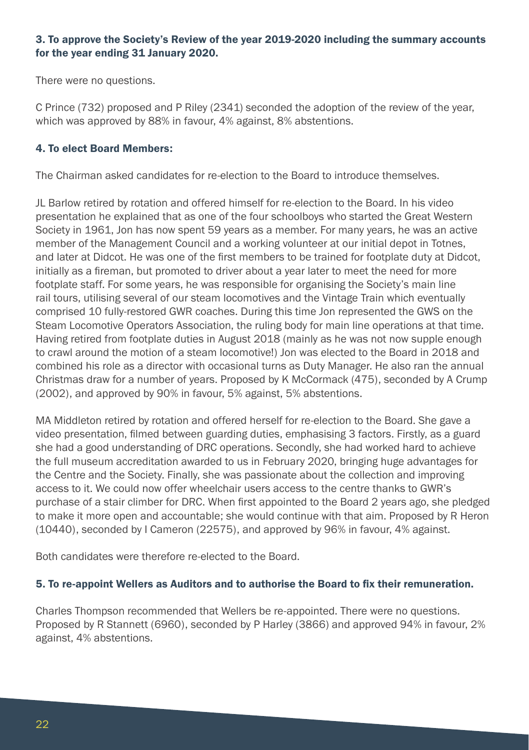### 3. To approve the Society's Review of the year 2019-2020 including the summary accounts for the year ending 31 January 2020.

There were no questions.

C Prince (732) proposed and P Riley (2341) seconded the adoption of the review of the year, which was approved by 88% in favour, 4% against, 8% abstentions.

### 4. To elect Board Members:

The Chairman asked candidates for re-election to the Board to introduce themselves.

JL Barlow retired by rotation and offered himself for re-election to the Board. In his video presentation he explained that as one of the four schoolboys who started the Great Western Society in 1961, Jon has now spent 59 years as a member. For many years, he was an active member of the Management Council and a working volunteer at our initial depot in Totnes, and later at Didcot. He was one of the first members to be trained for footplate duty at Didcot, initially as a fireman, but promoted to driver about a year later to meet the need for more footplate staff. For some years, he was responsible for organising the Society's main line rail tours, utilising several of our steam locomotives and the Vintage Train which eventually comprised 10 fully-restored GWR coaches. During this time Jon represented the GWS on the Steam Locomotive Operators Association, the ruling body for main line operations at that time. Having retired from footplate duties in August 2018 (mainly as he was not now supple enough to crawl around the motion of a steam locomotive!) Jon was elected to the Board in 2018 and combined his role as a director with occasional turns as Duty Manager. He also ran the annual Christmas draw for a number of years. Proposed by K McCormack (475), seconded by A Crump (2002), and approved by 90% in favour, 5% against, 5% abstentions.

MA Middleton retired by rotation and offered herself for re-election to the Board. She gave a video presentation, filmed between guarding duties, emphasising 3 factors. Firstly, as a guard she had a good understanding of DRC operations. Secondly, she had worked hard to achieve the full museum accreditation awarded to us in February 2020, bringing huge advantages for the Centre and the Society. Finally, she was passionate about the collection and improving access to it. We could now offer wheelchair users access to the centre thanks to GWR's purchase of a stair climber for DRC. When first appointed to the Board 2 years ago, she pledged to make it more open and accountable; she would continue with that aim. Proposed by R Heron (10440), seconded by I Cameron (22575), and approved by 96% in favour, 4% against.

Both candidates were therefore re-elected to the Board.

### 5. To re-appoint Wellers as Auditors and to authorise the Board to fix their remuneration.

Charles Thompson recommended that Wellers be re-appointed. There were no questions. Proposed by R Stannett (6960), seconded by P Harley (3866) and approved 94% in favour, 2% against, 4% abstentions.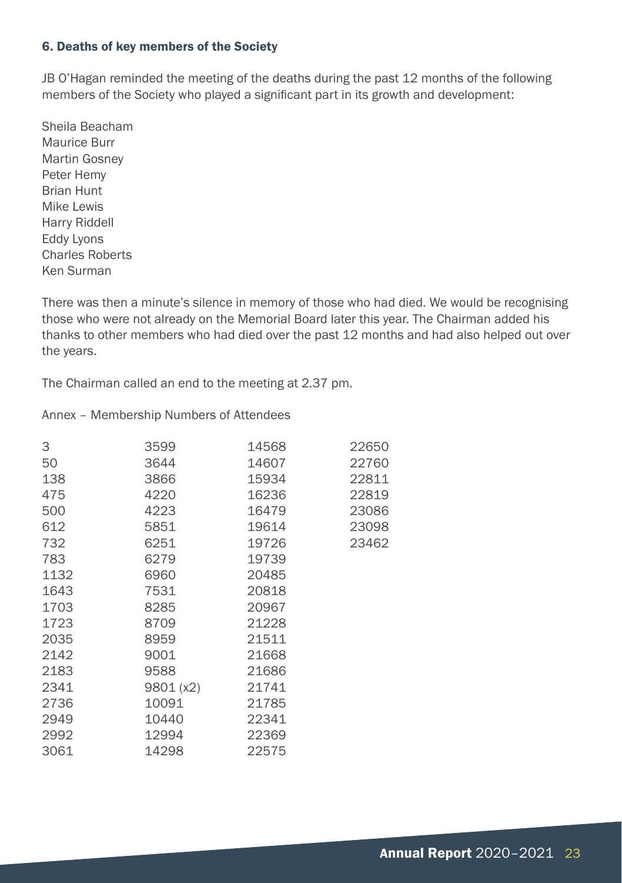### 6. Deaths of key members of the Society

JB O'Hagan reminded the meeting of the deaths during the past 12 months of the following members of the Society who played a significant part in its growth and development:

Sheila Beacham
Maurice Burr
Martin Gosney
Peter Hemy
Brian Hunt
Mike Lewis
Harry Riddell
Eddy Lyons
Charles Roberts
Ken Surman

There was then a minute's silence in memory of those who had died. We would be recognising those who were not already on the Memorial Board later this year. The Chairman added his thanks to other members who had died over the past 12 months and had also helped out over the years.

The Chairman called an end to the meeting at 2.37 pm.

Annex – Membership Numbers of Attendees

| | | | |
|---|---|---|---|
| 3 | 3599 | 14568 | 22650 |
| 50 | 3644 | 14607 | 22760 |
| 138 | 3866 | 15934 | 22811 |
| 475 | 4220 | 16236 | 22819 |
| 500 | 4223 | 16479 | 23086 |
| 612 | 5851 | 19614 | 23098 |
| 732 | 6251 | 19726 | 23462 |
| 783 | 6279 | 19739 | |
| 1132 | 6960 | 20485 | |
| 1643 | 7531 | 20818 | |
| 1703 | 8285 | 20967 | |
| 1723 | 8709 | 21228 | |
| 2035 | 8959 | 21511 | |
| 2142 | 9001 | 21668 | |
| 2183 | 9588 | 21686 | |
| 2341 | 9801 (x2) | 21741 | |
| 2736 | 10091 | 21785 | |
| 2949 | 10440 | 22341 | |
| 2992 | 12994 | 22369 | |
| 3061 | 14298 | 22575 | |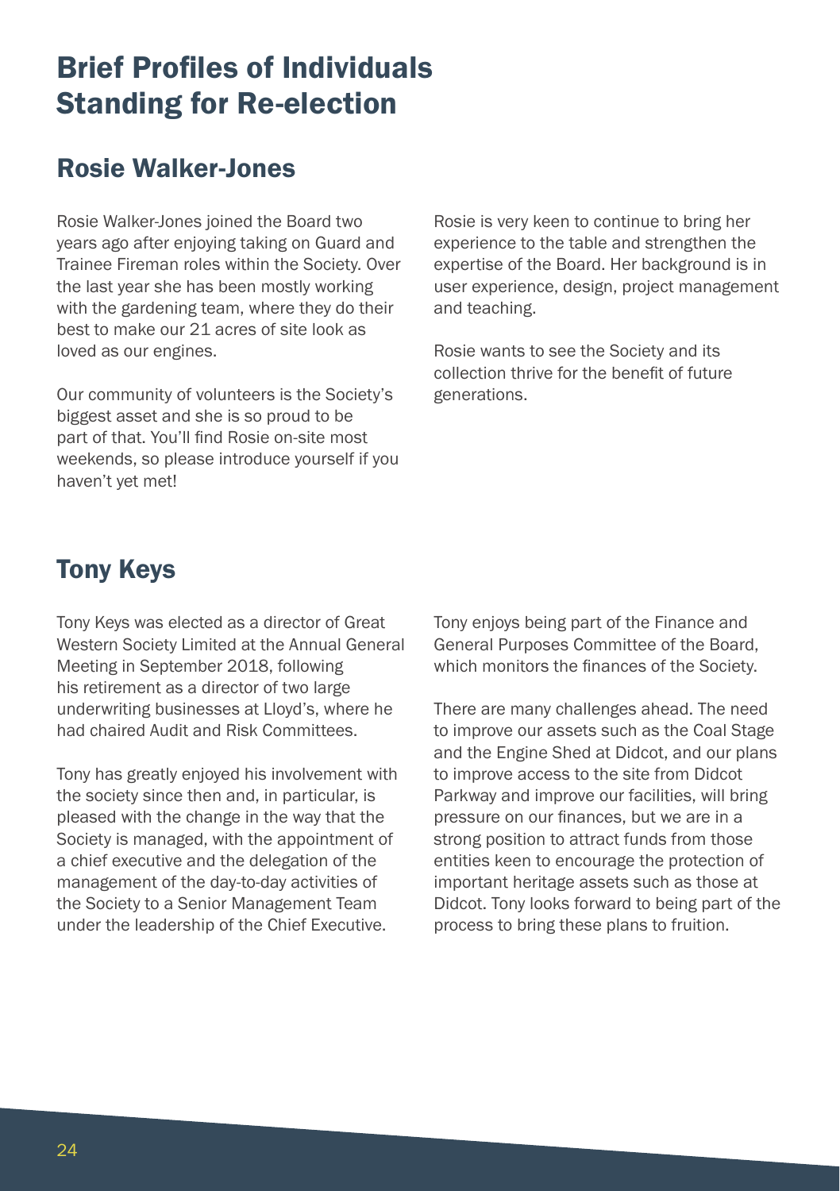# Brief Profiles of Individuals Standing for Re-election

## Rosie Walker-Jones

Rosie Walker-Jones joined the Board two years ago after enjoying taking on Guard and Trainee Fireman roles within the Society. Over the last year she has been mostly working with the gardening team, where they do their best to make our 21 acres of site look as loved as our engines.

Our community of volunteers is the Society's biggest asset and she is so proud to be part of that. You'll find Rosie on-site most weekends, so please introduce yourself if you haven't yet met!

Rosie is very keen to continue to bring her experience to the table and strengthen the expertise of the Board. Her background is in user experience, design, project management and teaching.

Rosie wants to see the Society and its collection thrive for the benefit of future generations.

## Tony Keys

Tony Keys was elected as a director of Great Western Society Limited at the Annual General Meeting in September 2018, following his retirement as a director of two large underwriting businesses at Lloyd's, where he had chaired Audit and Risk Committees.

Tony has greatly enjoyed his involvement with the society since then and, in particular, is pleased with the change in the way that the Society is managed, with the appointment of a chief executive and the delegation of the management of the day-to-day activities of the Society to a Senior Management Team under the leadership of the Chief Executive.

Tony enjoys being part of the Finance and General Purposes Committee of the Board, which monitors the finances of the Society.

There are many challenges ahead. The need to improve our assets such as the Coal Stage and the Engine Shed at Didcot, and our plans to improve access to the site from Didcot Parkway and improve our facilities, will bring pressure on our finances, but we are in a strong position to attract funds from those entities keen to encourage the protection of important heritage assets such as those at Didcot. Tony looks forward to being part of the process to bring these plans to fruition.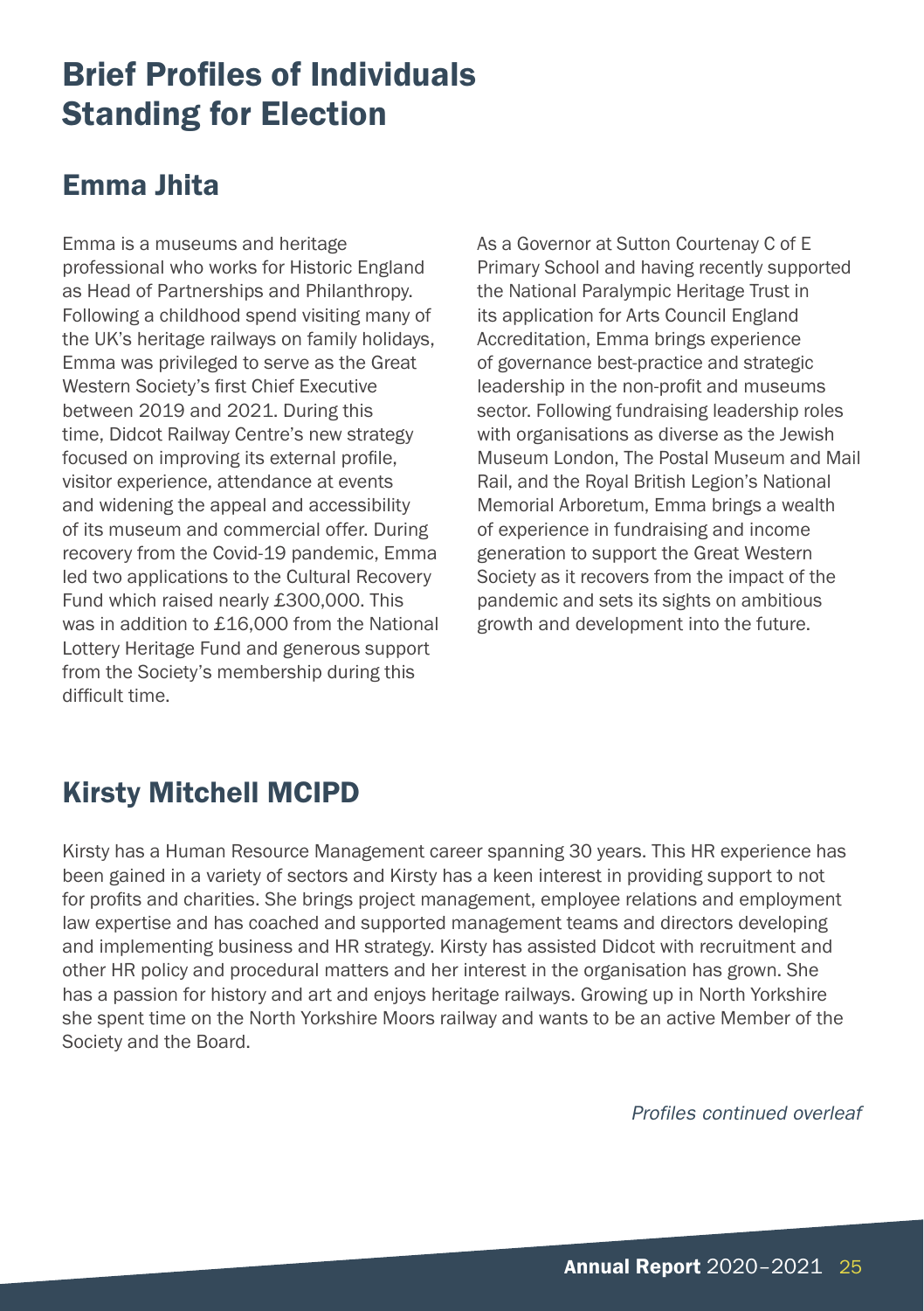# Brief Profiles of Individuals Standing for Election

## Emma Jhita

Emma is a museums and heritage professional who works for Historic England as Head of Partnerships and Philanthropy. Following a childhood spend visiting many of the UK's heritage railways on family holidays, Emma was privileged to serve as the Great Western Society's first Chief Executive between 2019 and 2021. During this time, Didcot Railway Centre's new strategy focused on improving its external profile, visitor experience, attendance at events and widening the appeal and accessibility of its museum and commercial offer. During recovery from the Covid-19 pandemic, Emma led two applications to the Cultural Recovery Fund which raised nearly £300,000. This was in addition to £16,000 from the National Lottery Heritage Fund and generous support from the Society's membership during this difficult time.

As a Governor at Sutton Courtenay C of E Primary School and having recently supported the National Paralympic Heritage Trust in its application for Arts Council England Accreditation, Emma brings experience of governance best-practice and strategic leadership in the non-profit and museums sector. Following fundraising leadership roles with organisations as diverse as the Jewish Museum London, The Postal Museum and Mail Rail, and the Royal British Legion's National Memorial Arboretum, Emma brings a wealth of experience in fundraising and income generation to support the Great Western Society as it recovers from the impact of the pandemic and sets its sights on ambitious growth and development into the future.

## Kirsty Mitchell MCIPD

Kirsty has a Human Resource Management career spanning 30 years. This HR experience has been gained in a variety of sectors and Kirsty has a keen interest in providing support to not for profits and charities. She brings project management, employee relations and employment law expertise and has coached and supported management teams and directors developing and implementing business and HR strategy. Kirsty has assisted Didcot with recruitment and other HR policy and procedural matters and her interest in the organisation has grown. She has a passion for history and art and enjoys heritage railways. Growing up in North Yorkshire she spent time on the North Yorkshire Moors railway and wants to be an active Member of the Society and the Board.

*Profiles continued overleaf*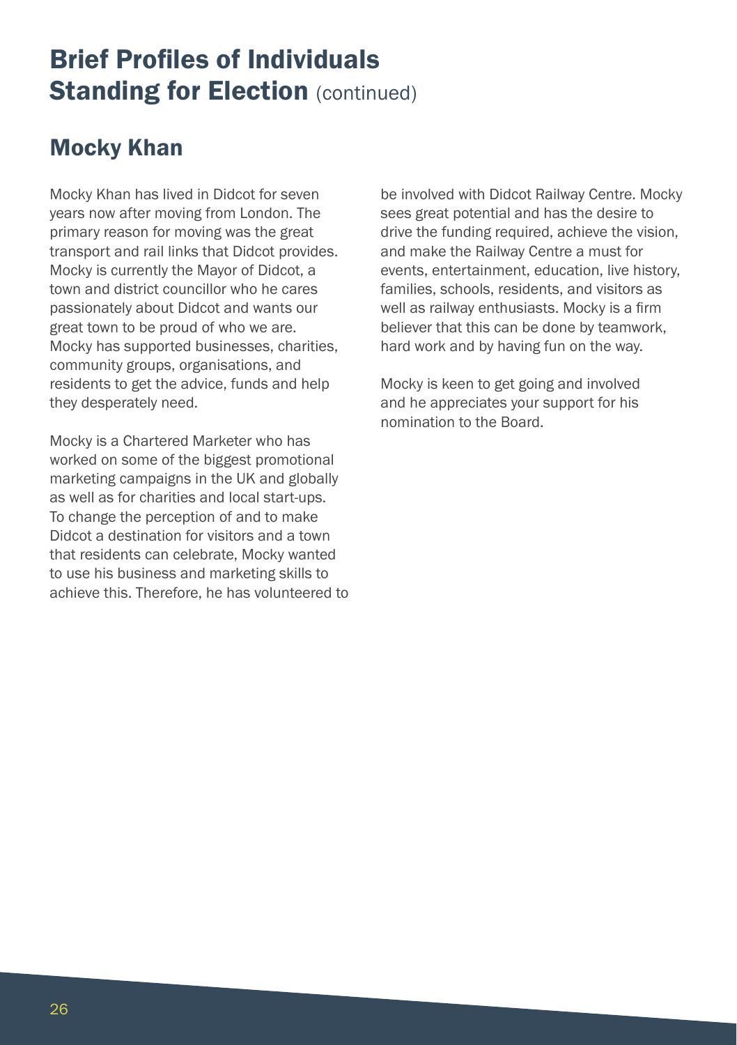# Brief Profiles of Individuals Standing for Election (continued)

## Mocky Khan

Mocky Khan has lived in Didcot for seven years now after moving from London. The primary reason for moving was the great transport and rail links that Didcot provides. Mocky is currently the Mayor of Didcot, a town and district councillor who he cares passionately about Didcot and wants our great town to be proud of who we are. Mocky has supported businesses, charities, community groups, organisations, and residents to get the advice, funds and help they desperately need.

Mocky is a Chartered Marketer who has worked on some of the biggest promotional marketing campaigns in the UK and globally as well as for charities and local start-ups. To change the perception of and to make Didcot a destination for visitors and a town that residents can celebrate, Mocky wanted to use his business and marketing skills to achieve this. Therefore, he has volunteered to be involved with Didcot Railway Centre. Mocky sees great potential and has the desire to drive the funding required, achieve the vision, and make the Railway Centre a must for events, entertainment, education, live history, families, schools, residents, and visitors as well as railway enthusiasts. Mocky is a firm believer that this can be done by teamwork, hard work and by having fun on the way.

Mocky is keen to get going and involved and he appreciates your support for his nomination to the Board.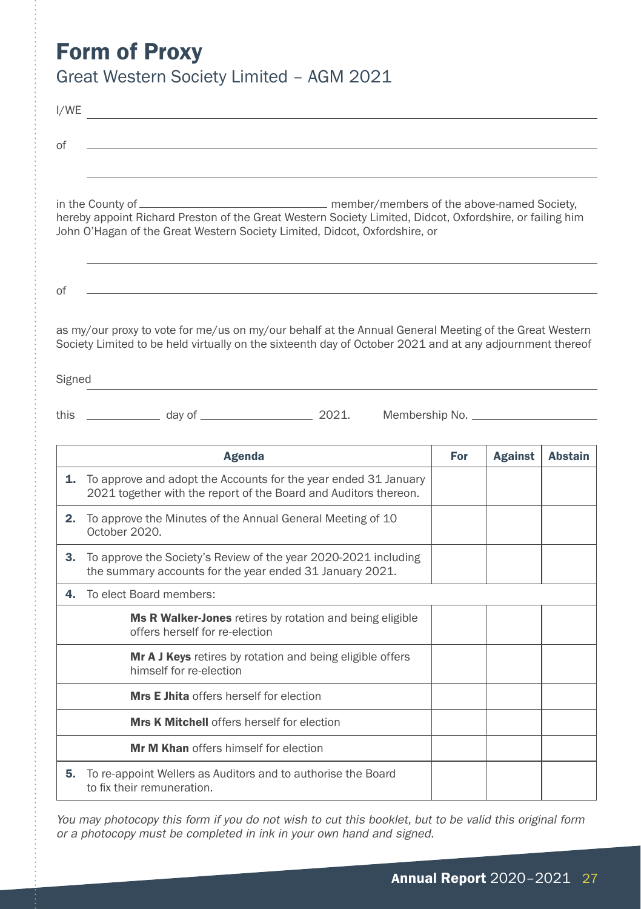# Form of Proxy

## Great Western Society Limited – AGM 2021

I/WE ______________________________________________

of ______________________________________________

______________________________________________

in the County of ______________________ member/members of the above-named Society, hereby appoint Richard Preston of the Great Western Society Limited, Didcot, Oxfordshire, or failing him John O'Hagan of the Great Western Society Limited, Didcot, Oxfordshire, or

______________________________________________

of ______________________________________________

as my/our proxy to vote for me/us on my/our behalf at the Annual General Meeting of the Great Western Society Limited to be held virtually on the sixteenth day of October 2021 and at any adjournment thereof

Signed ______________________________________________

this __________ day of ______________ 2021. Membership No. ______________

| | Agenda | For | Against | Abstain |
|---|---|---|---|---|
| **1.** | To approve and adopt the Accounts for the year ended 31 January 2021 together with the report of the Board and Auditors thereon. | | | |
| **2.** | To approve the Minutes of the Annual General Meeting of 10 October 2020. | | | |
| **3.** | To approve the Society's Review of the year 2020-2021 including the summary accounts for the year ended 31 January 2021. | | | |
| **4.** | To elect Board members: | | | |
| | **Ms R Walker-Jones** retires by rotation and being eligible offers herself for re-election | | | |
| | **Mr A J Keys** retires by rotation and being eligible offers himself for re-election | | | |
| | **Mrs E Jhita** offers herself for election | | | |
| | **Mrs K Mitchell** offers herself for election | | | |
| | **Mr M Khan** offers himself for election | | | |
| **5.** | To re-appoint Wellers as Auditors and to authorise the Board to fix their remuneration. | | | |

*You may photocopy this form if you do not wish to cut this booklet, but to be valid this original form or a photocopy must be completed in ink in your own hand and signed.*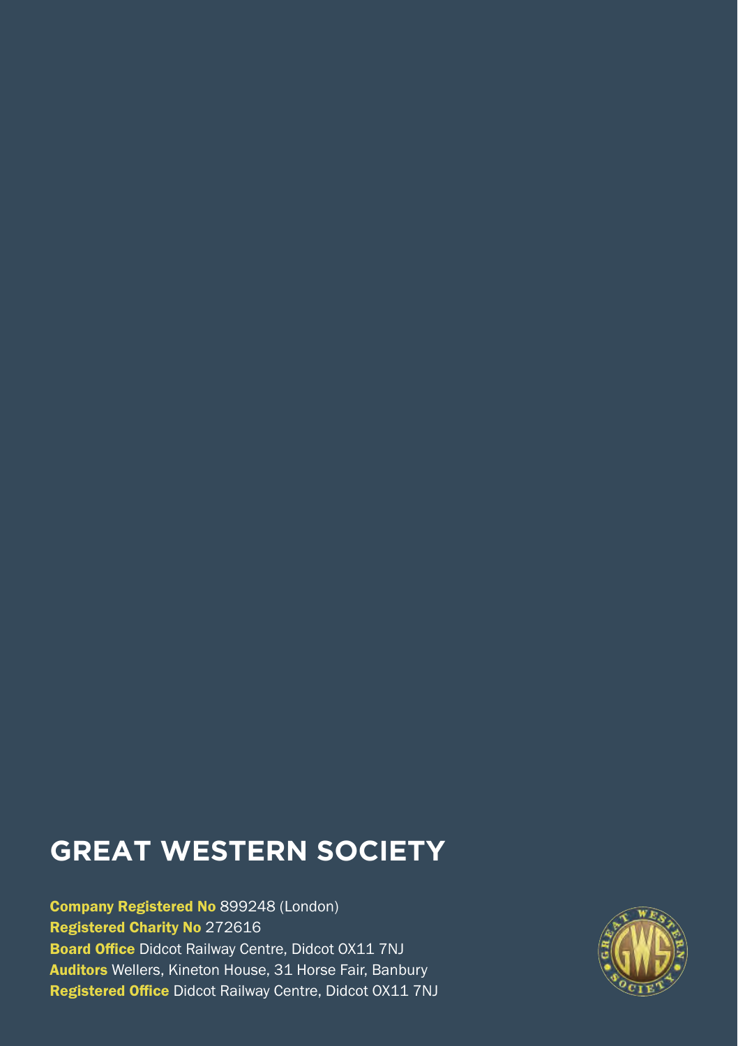# GREAT WESTERN SOCIETY

**Company Registered No** 899248 (London)
**Registered Charity No** 272616
**Board Office** Didcot Railway Centre, Didcot OX11 7NJ
**Auditors** Wellers, Kineton House, 31 Horse Fair, Banbury
**Registered Office** Didcot Railway Centre, Didcot OX11 7NJ